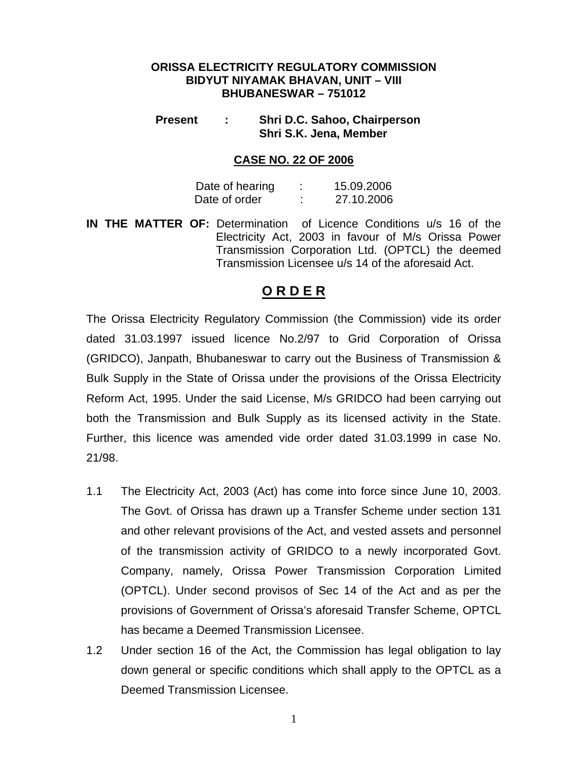**ORISSA ELECTRICITY REGULATORY COMMISSION**
**BIDYUT NIYAMAK BHAVAN, UNIT – VIII**
**BHUBANESWAR – 751012**

**Present : Shri D.C. Sahoo, Chairperson**
**Shri S.K. Jena, Member**

**CASE NO. 22 OF 2006**

Date of hearing : 15.09.2006
Date of order : 27.10.2006

**IN THE MATTER OF:** Determination of Licence Conditions u/s 16 of the Electricity Act, 2003 in favour of M/s Orissa Power Transmission Corporation Ltd. (OPTCL) the deemed Transmission Licensee u/s 14 of the aforesaid Act.

# O R D E R

The Orissa Electricity Regulatory Commission (the Commission) vide its order dated 31.03.1997 issued licence No.2/97 to Grid Corporation of Orissa (GRIDCO), Janpath, Bhubaneswar to carry out the Business of Transmission & Bulk Supply in the State of Orissa under the provisions of the Orissa Electricity Reform Act, 1995. Under the said License, M/s GRIDCO had been carrying out both the Transmission and Bulk Supply as its licensed activity in the State. Further, this licence was amended vide order dated 31.03.1999 in case No. 21/98.

1.1 The Electricity Act, 2003 (Act) has come into force since June 10, 2003. The Govt. of Orissa has drawn up a Transfer Scheme under section 131 and other relevant provisions of the Act, and vested assets and personnel of the transmission activity of GRIDCO to a newly incorporated Govt. Company, namely, Orissa Power Transmission Corporation Limited (OPTCL). Under second provisos of Sec 14 of the Act and as per the provisions of Government of Orissa's aforesaid Transfer Scheme, OPTCL has became a Deemed Transmission Licensee.

1.2 Under section 16 of the Act, the Commission has legal obligation to lay down general or specific conditions which shall apply to the OPTCL as a Deemed Transmission Licensee.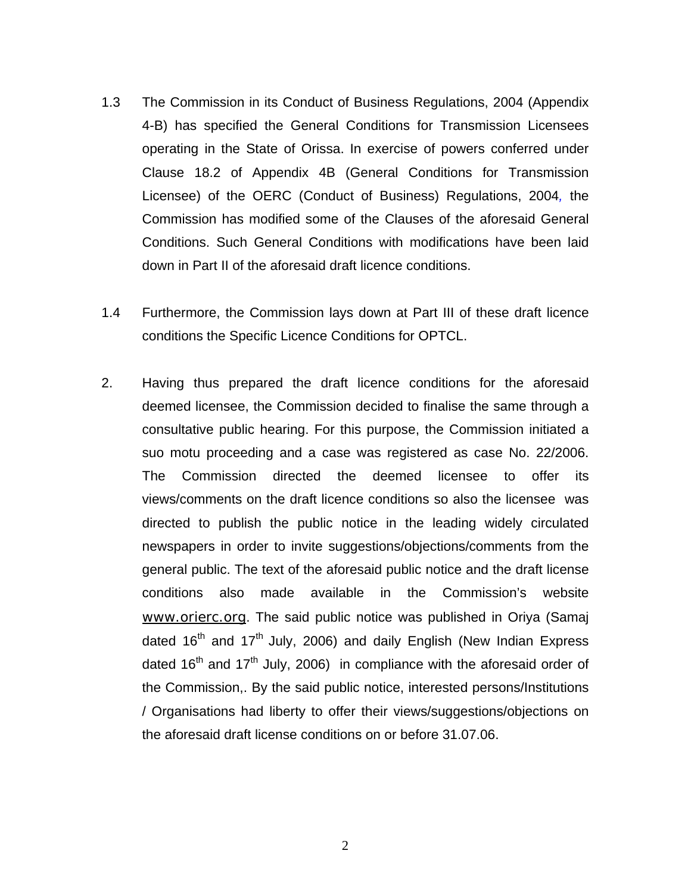1.3 The Commission in its Conduct of Business Regulations, 2004 (Appendix 4-B) has specified the General Conditions for Transmission Licensees operating in the State of Orissa. In exercise of powers conferred under Clause 18.2 of Appendix 4B (General Conditions for Transmission Licensee) of the OERC (Conduct of Business) Regulations, 2004, the Commission has modified some of the Clauses of the aforesaid General Conditions. Such General Conditions with modifications have been laid down in Part II of the aforesaid draft licence conditions.

1.4 Furthermore, the Commission lays down at Part III of these draft licence conditions the Specific Licence Conditions for OPTCL.

2. Having thus prepared the draft licence conditions for the aforesaid deemed licensee, the Commission decided to finalise the same through a consultative public hearing. For this purpose, the Commission initiated a suo motu proceeding and a case was registered as case No. 22/2006. The Commission directed the deemed licensee to offer its views/comments on the draft licence conditions so also the licensee was directed to publish the public notice in the leading widely circulated newspapers in order to invite suggestions/objections/comments from the general public. The text of the aforesaid public notice and the draft license conditions also made available in the Commission's website www.orierc.org. The said public notice was published in Oriya (Samaj dated 16th and 17th July, 2006) and daily English (New Indian Express dated 16th and 17th July, 2006) in compliance with the aforesaid order of the Commission,. By the said public notice, interested persons/Institutions / Organisations had liberty to offer their views/suggestions/objections on the aforesaid draft license conditions on or before 31.07.06.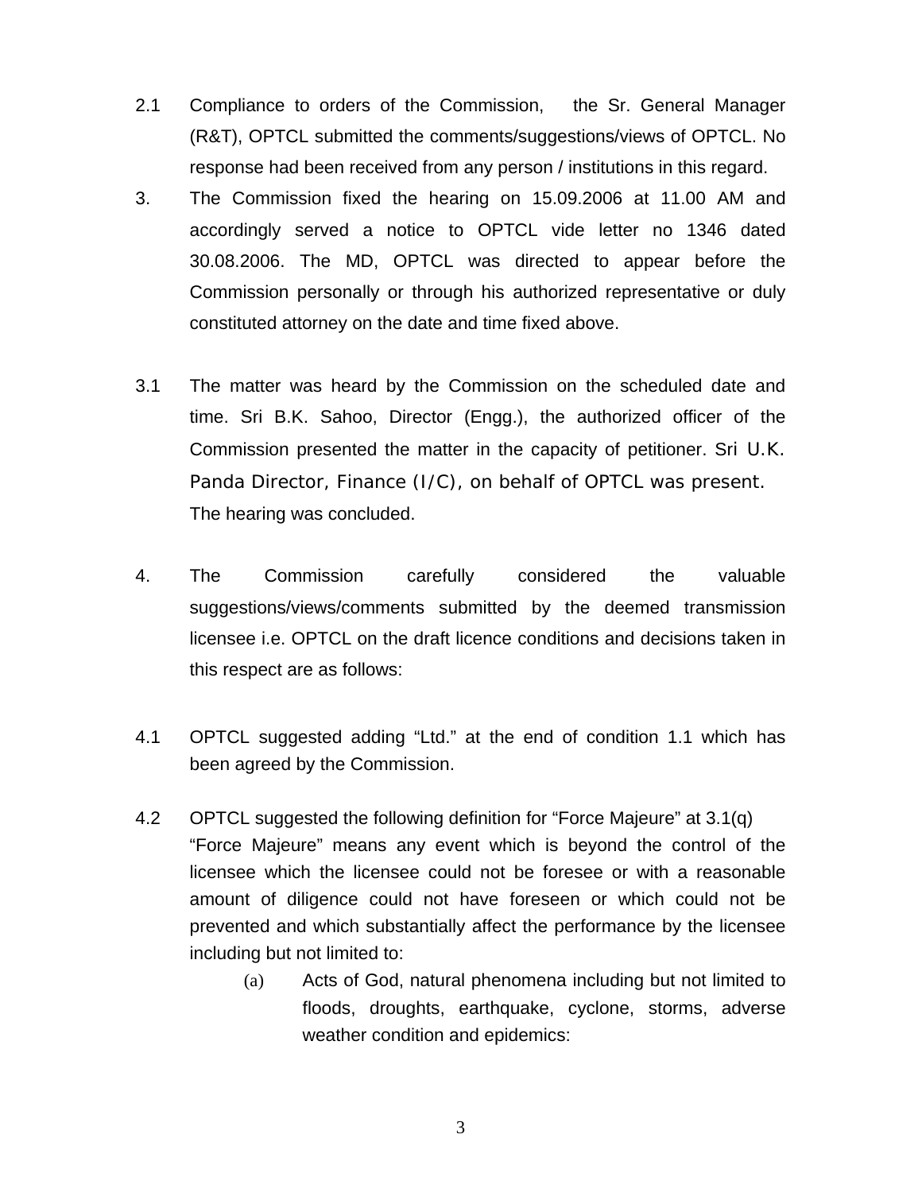2.1 Compliance to orders of the Commission, the Sr. General Manager (R&T), OPTCL submitted the comments/suggestions/views of OPTCL. No response had been received from any person / institutions in this regard.

3. The Commission fixed the hearing on 15.09.2006 at 11.00 AM and accordingly served a notice to OPTCL vide letter no 1346 dated 30.08.2006. The MD, OPTCL was directed to appear before the Commission personally or through his authorized representative or duly constituted attorney on the date and time fixed above.

3.1 The matter was heard by the Commission on the scheduled date and time. Sri B.K. Sahoo, Director (Engg.), the authorized officer of the Commission presented the matter in the capacity of petitioner. Sri U.K. Panda Director, Finance (I/C), on behalf of OPTCL was present. The hearing was concluded.

4. The Commission carefully considered the valuable suggestions/views/comments submitted by the deemed transmission licensee i.e. OPTCL on the draft licence conditions and decisions taken in this respect are as follows:

4.1 OPTCL suggested adding "Ltd." at the end of condition 1.1 which has been agreed by the Commission.

4.2 OPTCL suggested the following definition for "Force Majeure" at 3.1(q)
"Force Majeure" means any event which is beyond the control of the licensee which the licensee could not be foresee or with a reasonable amount of diligence could not have foreseen or which could not be prevented and which substantially affect the performance by the licensee including but not limited to:

(a) Acts of God, natural phenomena including but not limited to floods, droughts, earthquake, cyclone, storms, adverse weather condition and epidemics: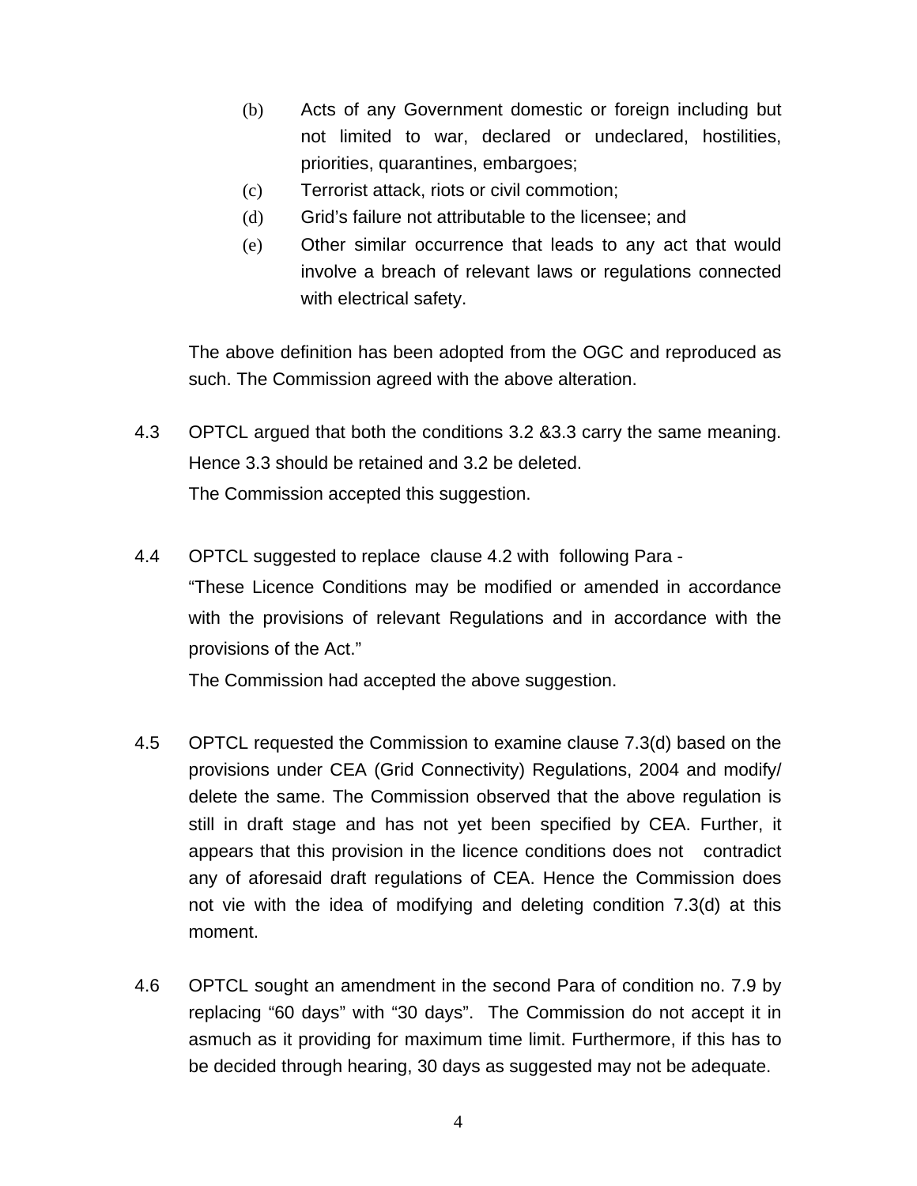(b) Acts of any Government domestic or foreign including but not limited to war, declared or undeclared, hostilities, priorities, quarantines, embargoes;

(c) Terrorist attack, riots or civil commotion;

(d) Grid's failure not attributable to the licensee; and

(e) Other similar occurrence that leads to any act that would involve a breach of relevant laws or regulations connected with electrical safety.

The above definition has been adopted from the OGC and reproduced as such. The Commission agreed with the above alteration.

4.3 OPTCL argued that both the conditions 3.2 &3.3 carry the same meaning. Hence 3.3 should be retained and 3.2 be deleted.
The Commission accepted this suggestion.

4.4 OPTCL suggested to replace clause 4.2 with following Para -
"These Licence Conditions may be modified or amended in accordance with the provisions of relevant Regulations and in accordance with the provisions of the Act."
The Commission had accepted the above suggestion.

4.5 OPTCL requested the Commission to examine clause 7.3(d) based on the provisions under CEA (Grid Connectivity) Regulations, 2004 and modify/ delete the same. The Commission observed that the above regulation is still in draft stage and has not yet been specified by CEA. Further, it appears that this provision in the licence conditions does not contradict any of aforesaid draft regulations of CEA. Hence the Commission does not vie with the idea of modifying and deleting condition 7.3(d) at this moment.

4.6 OPTCL sought an amendment in the second Para of condition no. 7.9 by replacing "60 days" with "30 days". The Commission do not accept it in asmuch as it providing for maximum time limit. Furthermore, if this has to be decided through hearing, 30 days as suggested may not be adequate.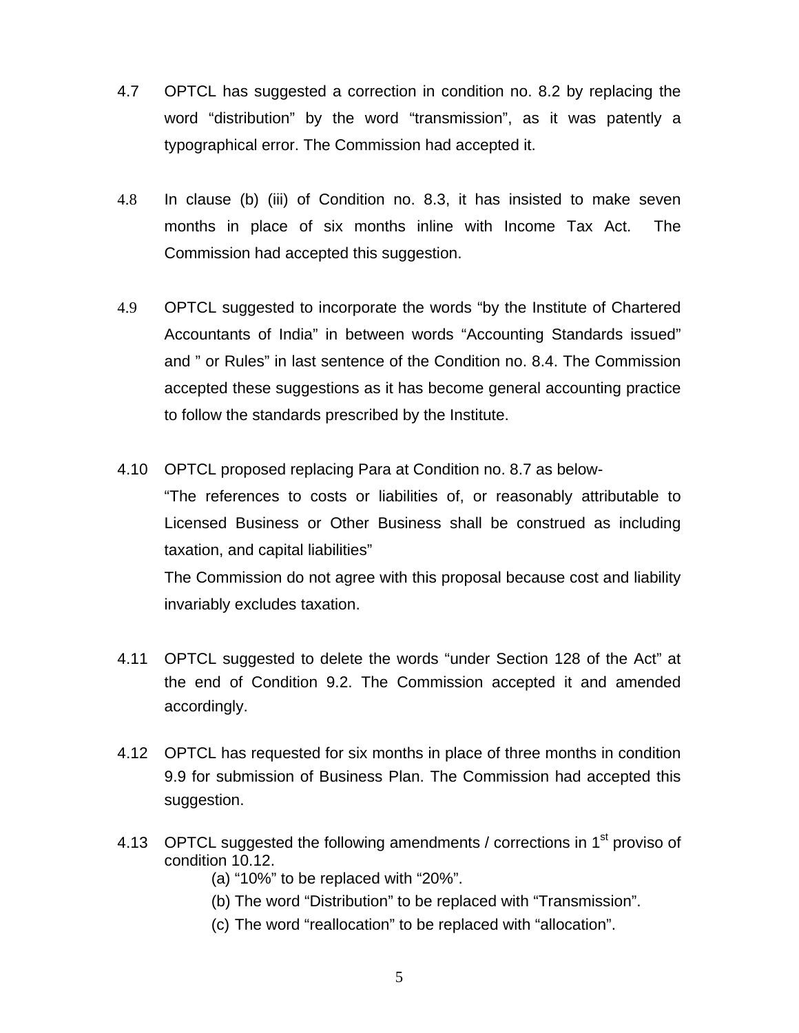4.7 OPTCL has suggested a correction in condition no. 8.2 by replacing the word “distribution” by the word “transmission”, as it was patently a typographical error. The Commission had accepted it.

4.8 In clause (b) (iii) of Condition no. 8.3, it has insisted to make seven months in place of six months inline with Income Tax Act. The Commission had accepted this suggestion.

4.9 OPTCL suggested to incorporate the words “by the Institute of Chartered Accountants of India” in between words “Accounting Standards issued” and ” or Rules” in last sentence of the Condition no. 8.4. The Commission accepted these suggestions as it has become general accounting practice to follow the standards prescribed by the Institute.

4.10 OPTCL proposed replacing Para at Condition no. 8.7 as below-

“The references to costs or liabilities of, or reasonably attributable to Licensed Business or Other Business shall be construed as including taxation, and capital liabilities”

The Commission do not agree with this proposal because cost and liability invariably excludes taxation.

4.11 OPTCL suggested to delete the words “under Section 128 of the Act” at the end of Condition 9.2. The Commission accepted it and amended accordingly.

4.12 OPTCL has requested for six months in place of three months in condition 9.9 for submission of Business Plan. The Commission had accepted this suggestion.

4.13 OPTCL suggested the following amendments / corrections in 1st proviso of condition 10.12.

(a) “10%” to be replaced with “20%”.

(b) The word “Distribution” to be replaced with “Transmission”.

(c) The word “reallocation” to be replaced with “allocation”.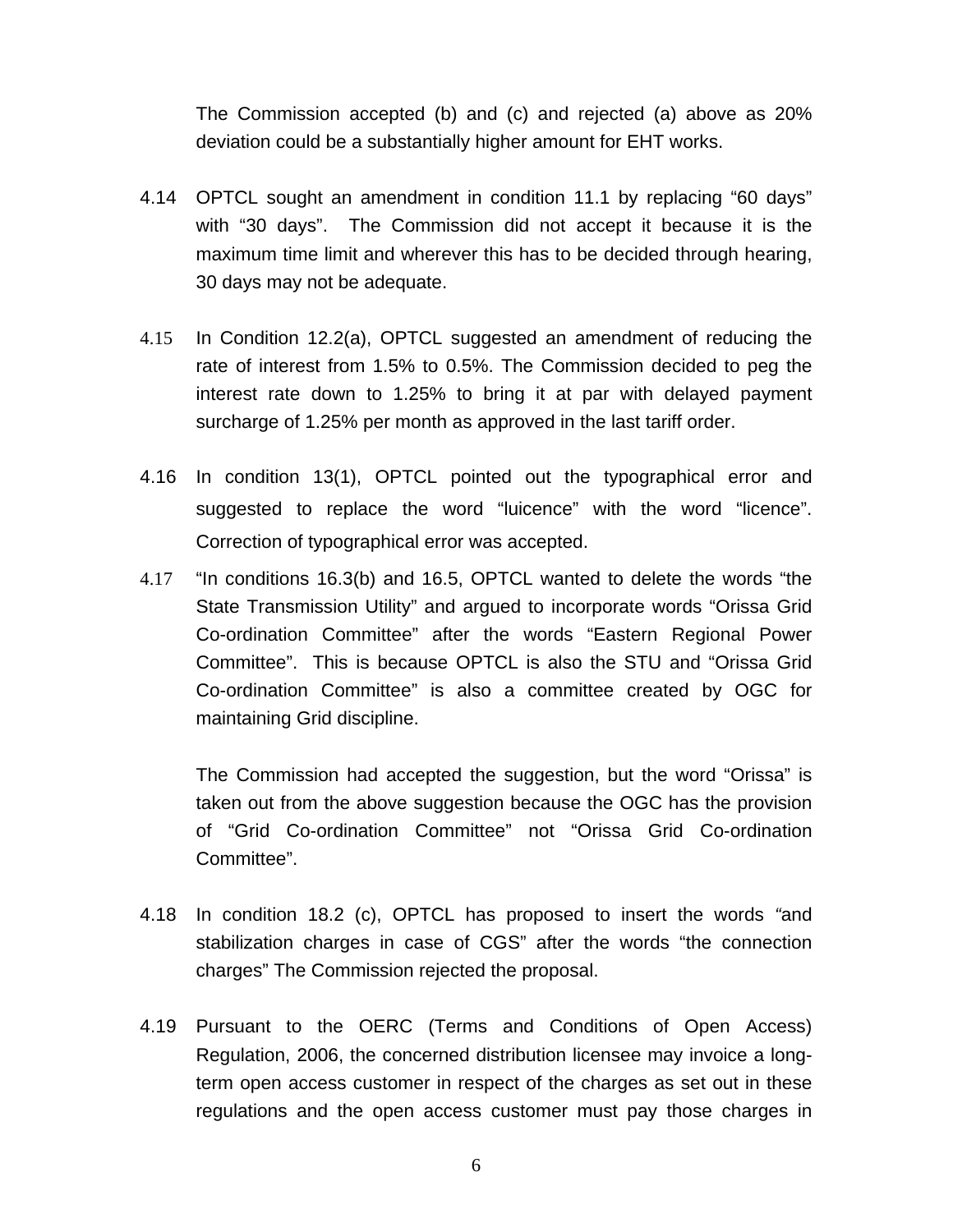The Commission accepted (b) and (c) and rejected (a) above as 20% deviation could be a substantially higher amount for EHT works.

4.14 OPTCL sought an amendment in condition 11.1 by replacing “60 days” with “30 days”. The Commission did not accept it because it is the maximum time limit and wherever this has to be decided through hearing, 30 days may not be adequate.

4.15 In Condition 12.2(a), OPTCL suggested an amendment of reducing the rate of interest from 1.5% to 0.5%. The Commission decided to peg the interest rate down to 1.25% to bring it at par with delayed payment surcharge of 1.25% per month as approved in the last tariff order.

4.16 In condition 13(1), OPTCL pointed out the typographical error and suggested to replace the word “luicence” with the word “licence”. Correction of typographical error was accepted.

4.17 “In conditions 16.3(b) and 16.5, OPTCL wanted to delete the words “the State Transmission Utility” and argued to incorporate words “Orissa Grid Co-ordination Committee” after the words “Eastern Regional Power Committee”. This is because OPTCL is also the STU and “Orissa Grid Co-ordination Committee” is also a committee created by OGC for maintaining Grid discipline.

The Commission had accepted the suggestion, but the word “Orissa” is taken out from the above suggestion because the OGC has the provision of “Grid Co-ordination Committee” not “Orissa Grid Co-ordination Committee”.

4.18 In condition 18.2 (c), OPTCL has proposed to insert the words “and stabilization charges in case of CGS” after the words “the connection charges” The Commission rejected the proposal.

4.19 Pursuant to the OERC (Terms and Conditions of Open Access) Regulation, 2006, the concerned distribution licensee may invoice a long-term open access customer in respect of the charges as set out in these regulations and the open access customer must pay those charges in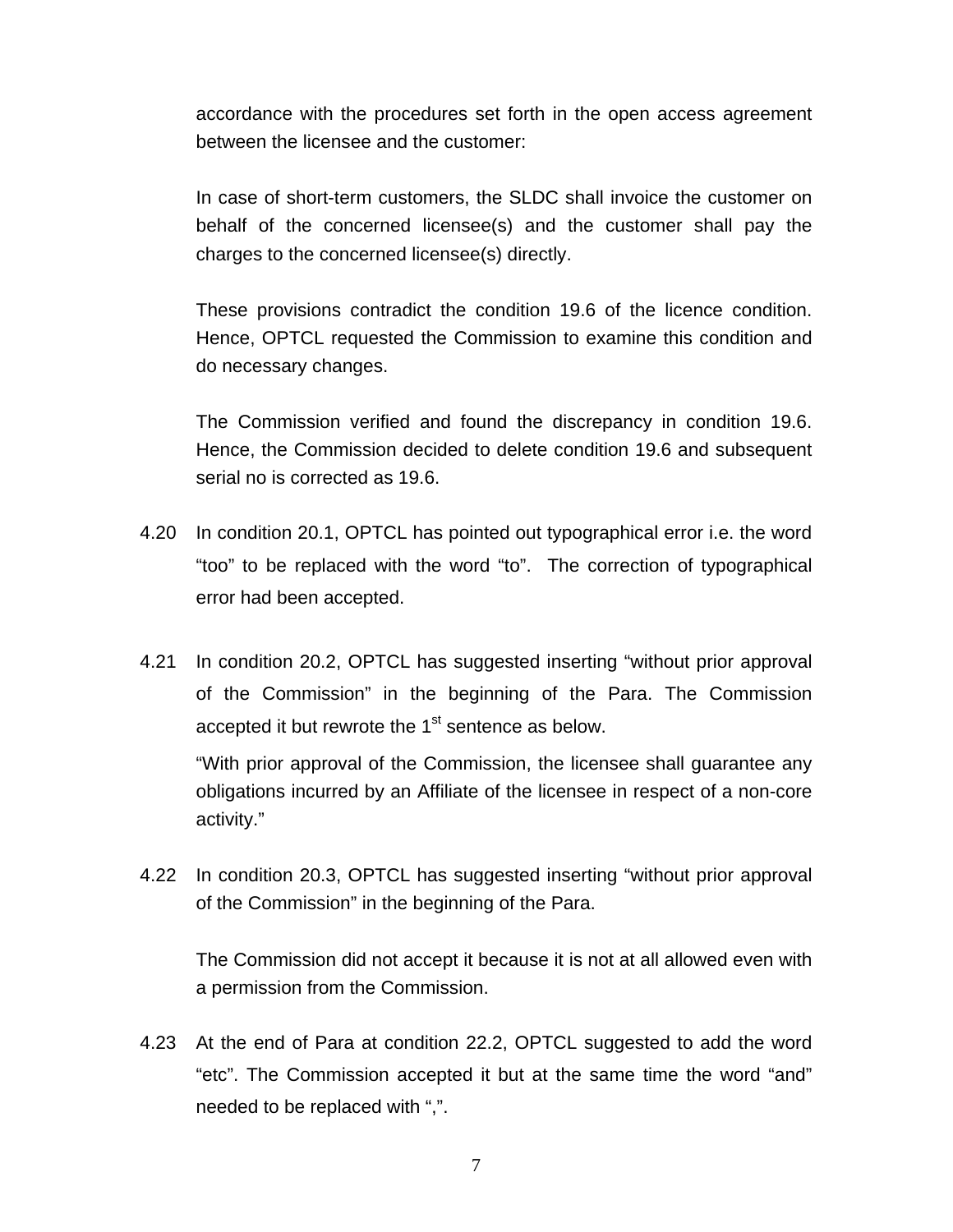accordance with the procedures set forth in the open access agreement between the licensee and the customer:

In case of short-term customers, the SLDC shall invoice the customer on behalf of the concerned licensee(s) and the customer shall pay the charges to the concerned licensee(s) directly.

These provisions contradict the condition 19.6 of the licence condition. Hence, OPTCL requested the Commission to examine this condition and do necessary changes.

The Commission verified and found the discrepancy in condition 19.6. Hence, the Commission decided to delete condition 19.6 and subsequent serial no is corrected as 19.6.

4.20 In condition 20.1, OPTCL has pointed out typographical error i.e. the word "too" to be replaced with the word "to". The correction of typographical error had been accepted.

4.21 In condition 20.2, OPTCL has suggested inserting "without prior approval of the Commission" in the beginning of the Para. The Commission accepted it but rewrote the 1st sentence as below.

"With prior approval of the Commission, the licensee shall guarantee any obligations incurred by an Affiliate of the licensee in respect of a non-core activity."

4.22 In condition 20.3, OPTCL has suggested inserting "without prior approval of the Commission" in the beginning of the Para.

The Commission did not accept it because it is not at all allowed even with a permission from the Commission.

4.23 At the end of Para at condition 22.2, OPTCL suggested to add the word "etc". The Commission accepted it but at the same time the word "and" needed to be replaced with ",".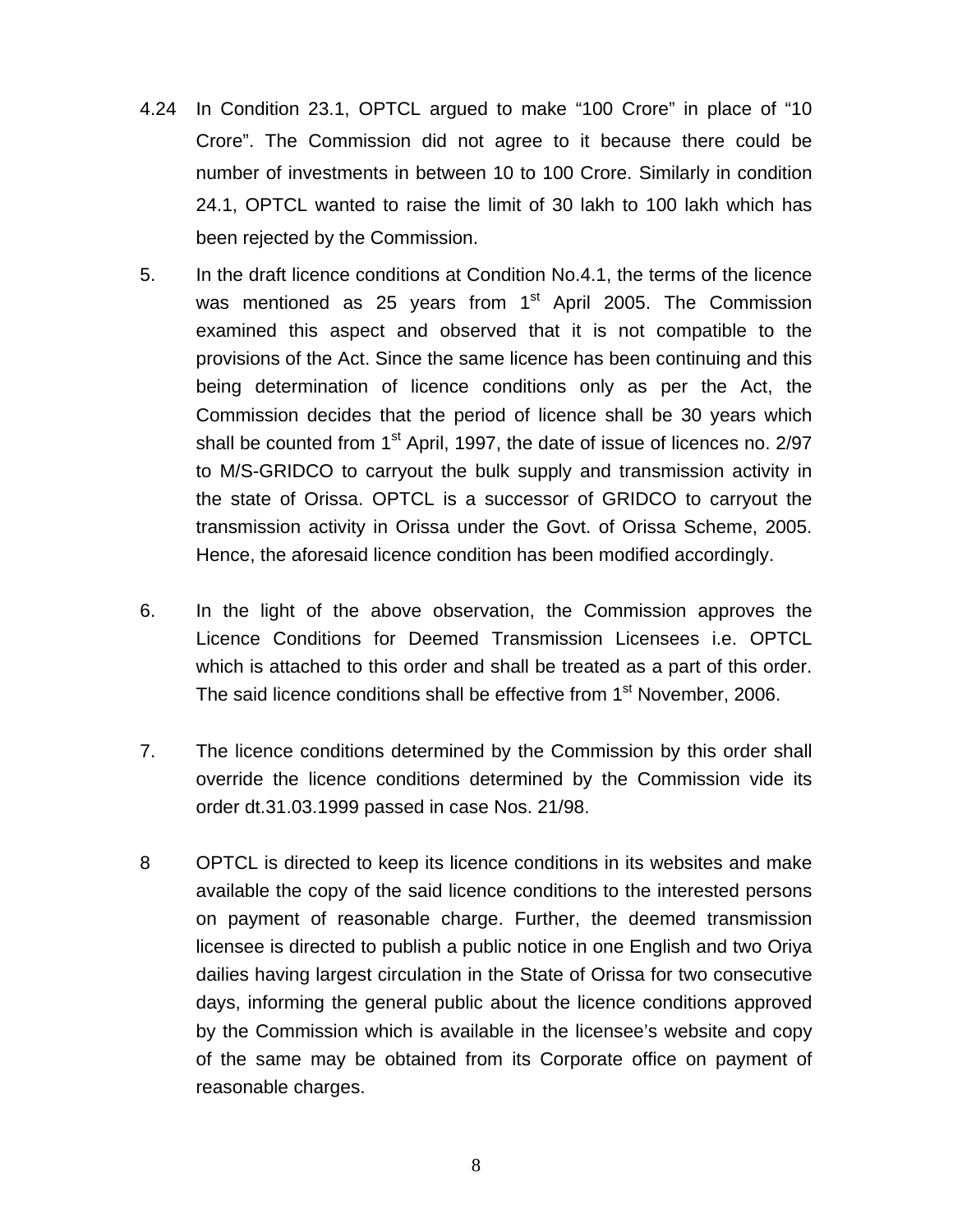4.24 In Condition 23.1, OPTCL argued to make “100 Crore” in place of “10 Crore”. The Commission did not agree to it because there could be number of investments in between 10 to 100 Crore. Similarly in condition 24.1, OPTCL wanted to raise the limit of 30 lakh to 100 lakh which has been rejected by the Commission.

5. In the draft licence conditions at Condition No.4.1, the terms of the licence was mentioned as 25 years from 1st April 2005. The Commission examined this aspect and observed that it is not compatible to the provisions of the Act. Since the same licence has been continuing and this being determination of licence conditions only as per the Act, the Commission decides that the period of licence shall be 30 years which shall be counted from 1st April, 1997, the date of issue of licences no. 2/97 to M/S-GRIDCO to carryout the bulk supply and transmission activity in the state of Orissa. OPTCL is a successor of GRIDCO to carryout the transmission activity in Orissa under the Govt. of Orissa Scheme, 2005. Hence, the aforesaid licence condition has been modified accordingly.

6. In the light of the above observation, the Commission approves the Licence Conditions for Deemed Transmission Licensees i.e. OPTCL which is attached to this order and shall be treated as a part of this order. The said licence conditions shall be effective from 1st November, 2006.

7. The licence conditions determined by the Commission by this order shall override the licence conditions determined by the Commission vide its order dt.31.03.1999 passed in case Nos. 21/98.

8 OPTCL is directed to keep its licence conditions in its websites and make available the copy of the said licence conditions to the interested persons on payment of reasonable charge. Further, the deemed transmission licensee is directed to publish a public notice in one English and two Oriya dailies having largest circulation in the State of Orissa for two consecutive days, informing the general public about the licence conditions approved by the Commission which is available in the licensee’s website and copy of the same may be obtained from its Corporate office on payment of reasonable charges.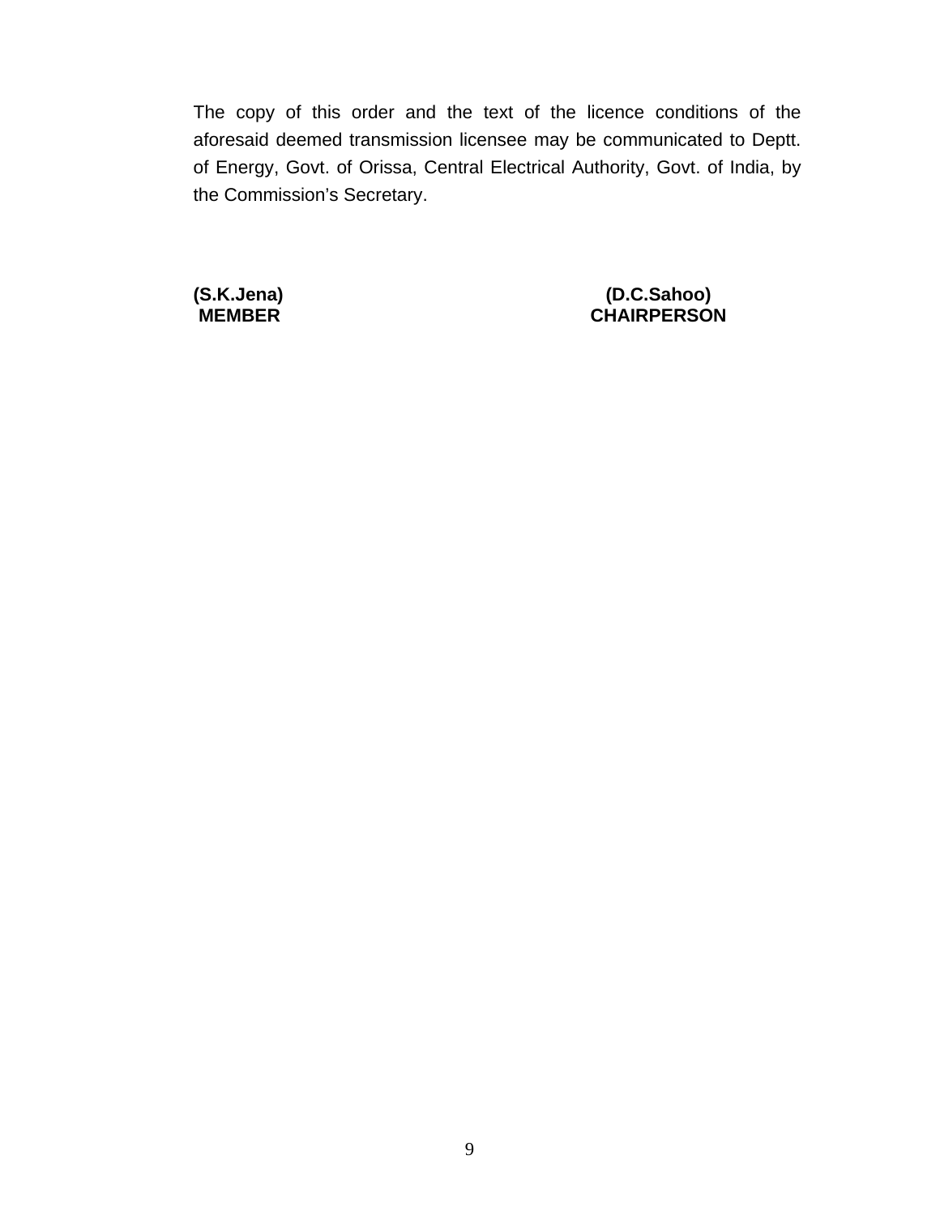The copy of this order and the text of the licence conditions of the aforesaid deemed transmission licensee may be communicated to Deptt. of Energy, Govt. of Orissa, Central Electrical Authority, Govt. of India, by the Commission's Secretary.

**(S.K.Jena)**
**MEMBER**

**(D.C.Sahoo)**
**CHAIRPERSON**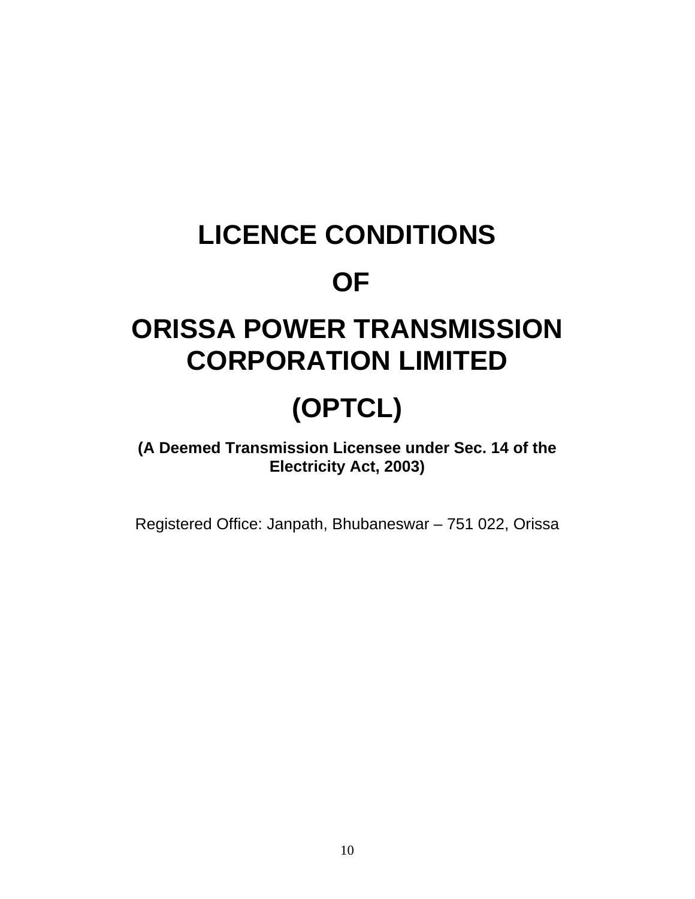# LICENCE CONDITIONS

# OF

# ORISSA POWER TRANSMISSION CORPORATION LIMITED

# (OPTCL)

**(A Deemed Transmission Licensee under Sec. 14 of the Electricity Act, 2003)**

Registered Office: Janpath, Bhubaneswar – 751 022, Orissa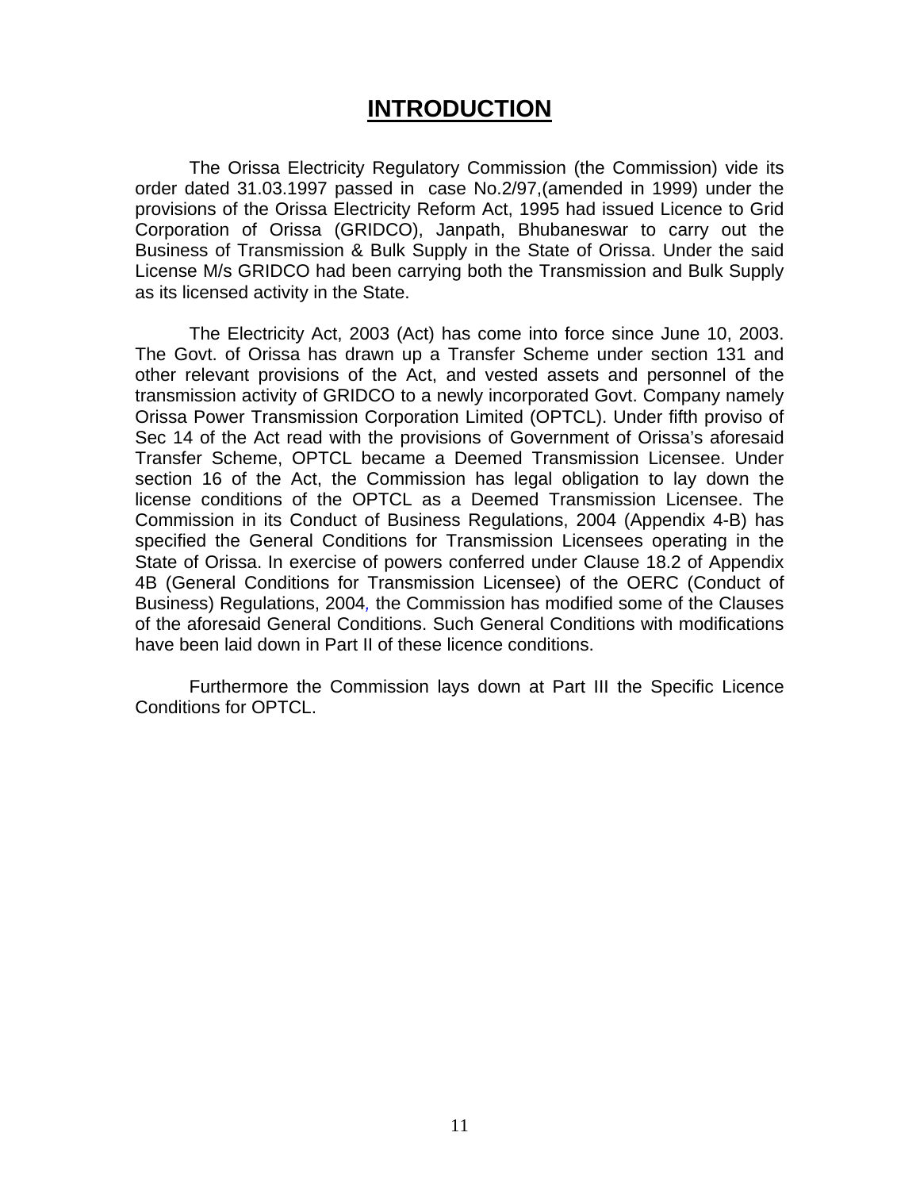# INTRODUCTION

The Orissa Electricity Regulatory Commission (the Commission) vide its order dated 31.03.1997 passed in case No.2/97,(amended in 1999) under the provisions of the Orissa Electricity Reform Act, 1995 had issued Licence to Grid Corporation of Orissa (GRIDCO), Janpath, Bhubaneswar to carry out the Business of Transmission & Bulk Supply in the State of Orissa. Under the said License M/s GRIDCO had been carrying both the Transmission and Bulk Supply as its licensed activity in the State.

The Electricity Act, 2003 (Act) has come into force since June 10, 2003. The Govt. of Orissa has drawn up a Transfer Scheme under section 131 and other relevant provisions of the Act, and vested assets and personnel of the transmission activity of GRIDCO to a newly incorporated Govt. Company namely Orissa Power Transmission Corporation Limited (OPTCL). Under fifth proviso of Sec 14 of the Act read with the provisions of Government of Orissa's aforesaid Transfer Scheme, OPTCL became a Deemed Transmission Licensee. Under section 16 of the Act, the Commission has legal obligation to lay down the license conditions of the OPTCL as a Deemed Transmission Licensee. The Commission in its Conduct of Business Regulations, 2004 (Appendix 4-B) has specified the General Conditions for Transmission Licensees operating in the State of Orissa. In exercise of powers conferred under Clause 18.2 of Appendix 4B (General Conditions for Transmission Licensee) of the OERC (Conduct of Business) Regulations, 2004, the Commission has modified some of the Clauses of the aforesaid General Conditions. Such General Conditions with modifications have been laid down in Part II of these licence conditions.

Furthermore the Commission lays down at Part III the Specific Licence Conditions for OPTCL.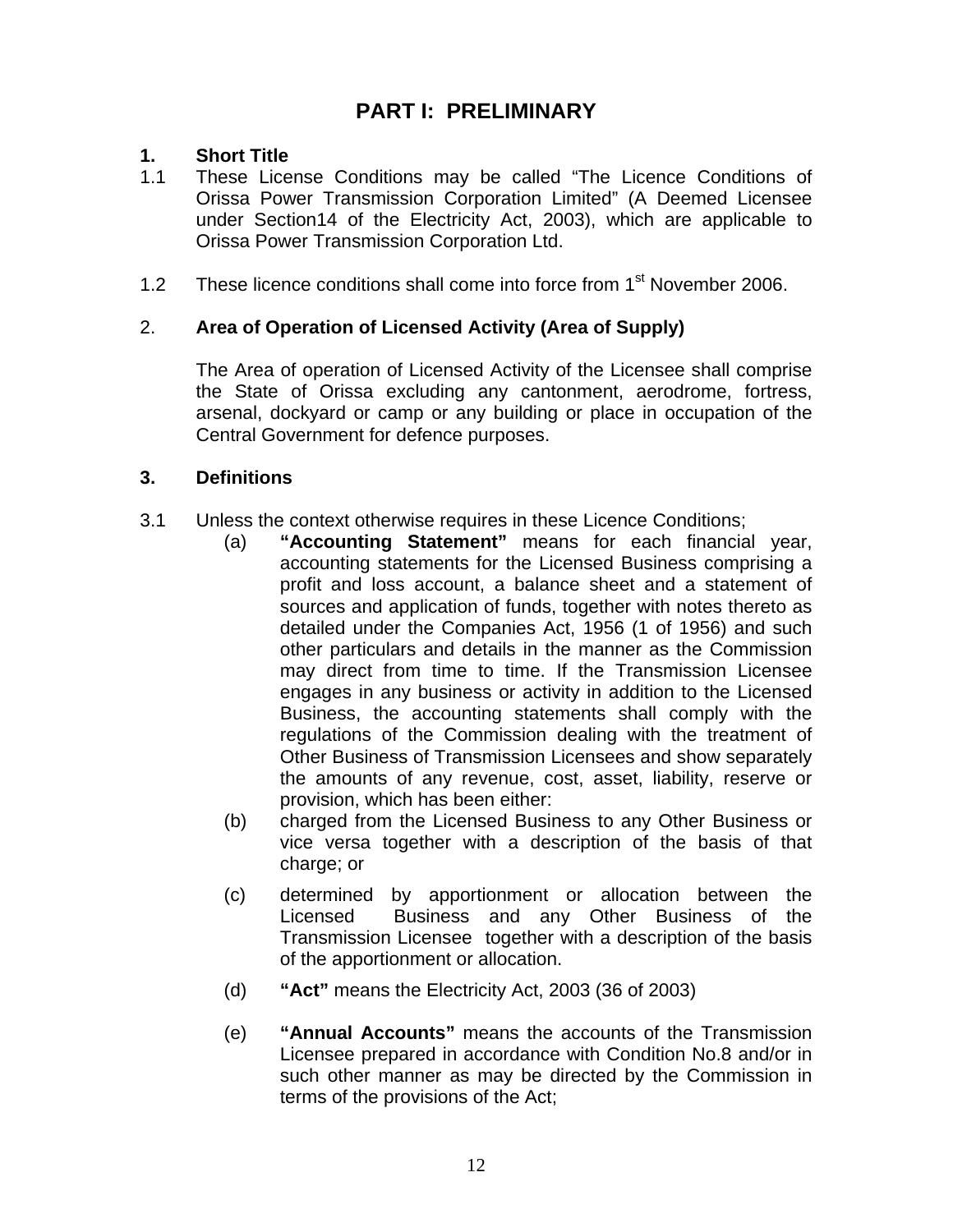# PART I: PRELIMINARY

**1. Short Title**

1.1 These License Conditions may be called "The Licence Conditions of Orissa Power Transmission Corporation Limited" (A Deemed Licensee under Section14 of the Electricity Act, 2003), which are applicable to Orissa Power Transmission Corporation Ltd.

1.2 These licence conditions shall come into force from 1st November 2006.

2. **Area of Operation of Licensed Activity (Area of Supply)**

The Area of operation of Licensed Activity of the Licensee shall comprise the State of Orissa excluding any cantonment, aerodrome, fortress, arsenal, dockyard or camp or any building or place in occupation of the Central Government for defence purposes.

**3. Definitions**

3.1 Unless the context otherwise requires in these Licence Conditions;

(a) **"Accounting Statement"** means for each financial year, accounting statements for the Licensed Business comprising a profit and loss account, a balance sheet and a statement of sources and application of funds, together with notes thereto as detailed under the Companies Act, 1956 (1 of 1956) and such other particulars and details in the manner as the Commission may direct from time to time. If the Transmission Licensee engages in any business or activity in addition to the Licensed Business, the accounting statements shall comply with the regulations of the Commission dealing with the treatment of Other Business of Transmission Licensees and show separately the amounts of any revenue, cost, asset, liability, reserve or provision, which has been either:

(b) charged from the Licensed Business to any Other Business or vice versa together with a description of the basis of that charge; or

(c) determined by apportionment or allocation between the Licensed Business and any Other Business of the Transmission Licensee together with a description of the basis of the apportionment or allocation.

(d) **"Act"** means the Electricity Act, 2003 (36 of 2003)

(e) **"Annual Accounts"** means the accounts of the Transmission Licensee prepared in accordance with Condition No.8 and/or in such other manner as may be directed by the Commission in terms of the provisions of the Act;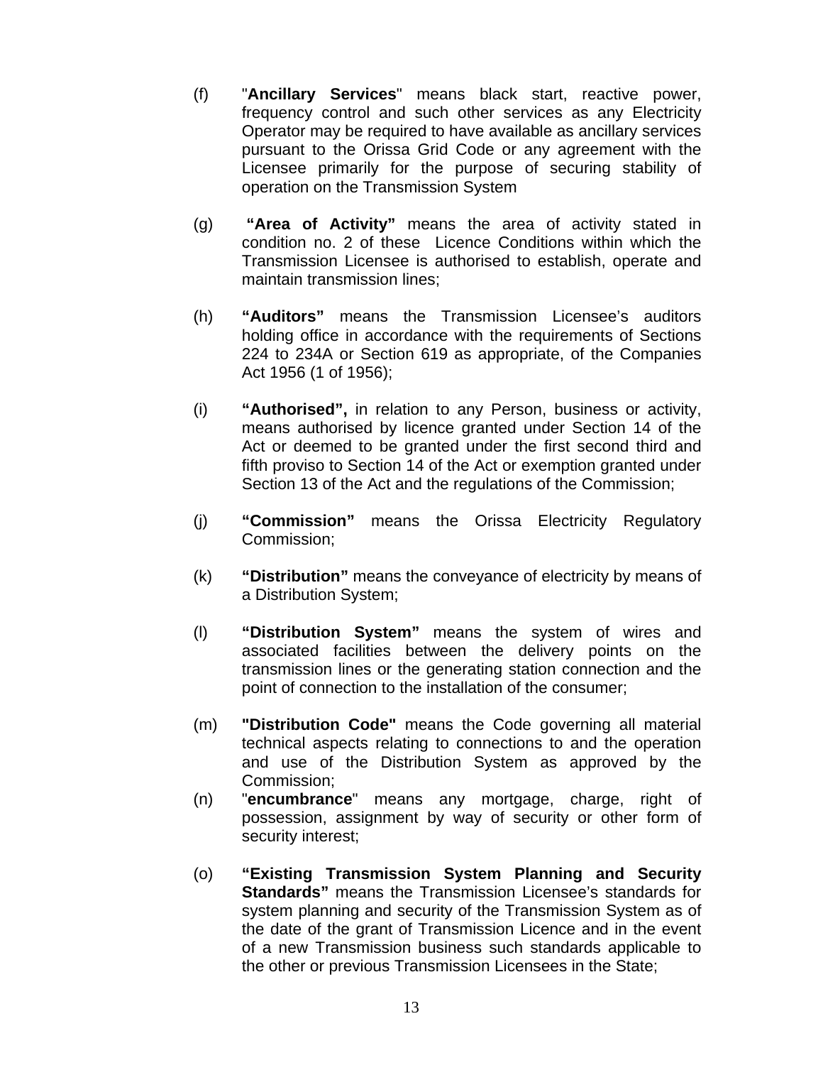(f) "**Ancillary Services**" means black start, reactive power, frequency control and such other services as any Electricity Operator may be required to have available as ancillary services pursuant to the Orissa Grid Code or any agreement with the Licensee primarily for the purpose of securing stability of operation on the Transmission System

(g) **"Area of Activity"** means the area of activity stated in condition no. 2 of these Licence Conditions within which the Transmission Licensee is authorised to establish, operate and maintain transmission lines;

(h) **"Auditors"** means the Transmission Licensee's auditors holding office in accordance with the requirements of Sections 224 to 234A or Section 619 as appropriate, of the Companies Act 1956 (1 of 1956);

(i) **"Authorised",** in relation to any Person, business or activity, means authorised by licence granted under Section 14 of the Act or deemed to be granted under the first second third and fifth proviso to Section 14 of the Act or exemption granted under Section 13 of the Act and the regulations of the Commission;

(j) **"Commission"** means the Orissa Electricity Regulatory Commission;

(k) **"Distribution"** means the conveyance of electricity by means of a Distribution System;

(l) **"Distribution System"** means the system of wires and associated facilities between the delivery points on the transmission lines or the generating station connection and the point of connection to the installation of the consumer;

(m) **"Distribution Code"** means the Code governing all material technical aspects relating to connections to and the operation and use of the Distribution System as approved by the Commission;

(n) "**encumbrance**" means any mortgage, charge, right of possession, assignment by way of security or other form of security interest;

(o) **"Existing Transmission System Planning and Security Standards"** means the Transmission Licensee's standards for system planning and security of the Transmission System as of the date of the grant of Transmission Licence and in the event of a new Transmission business such standards applicable to the other or previous Transmission Licensees in the State;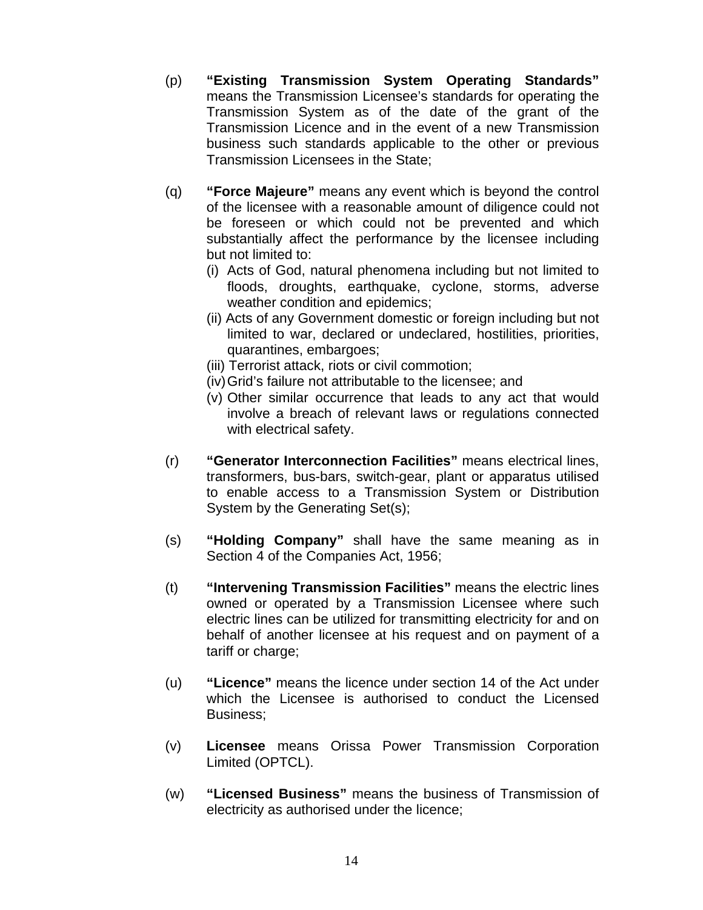(p) **"Existing Transmission System Operating Standards"** means the Transmission Licensee's standards for operating the Transmission System as of the date of the grant of the Transmission Licence and in the event of a new Transmission business such standards applicable to the other or previous Transmission Licensees in the State;

(q) **"Force Majeure"** means any event which is beyond the control of the licensee with a reasonable amount of diligence could not be foreseen or which could not be prevented and which substantially affect the performance by the licensee including but not limited to:

   (i) Acts of God, natural phenomena including but not limited to floods, droughts, earthquake, cyclone, storms, adverse weather condition and epidemics;
   
   (ii) Acts of any Government domestic or foreign including but not limited to war, declared or undeclared, hostilities, priorities, quarantines, embargoes;
   
   (iii) Terrorist attack, riots or civil commotion;
   
   (iv) Grid's failure not attributable to the licensee; and
   
   (v) Other similar occurrence that leads to any act that would involve a breach of relevant laws or regulations connected with electrical safety.

(r) **"Generator Interconnection Facilities"** means electrical lines, transformers, bus-bars, switch-gear, plant or apparatus utilised to enable access to a Transmission System or Distribution System by the Generating Set(s);

(s) **"Holding Company"** shall have the same meaning as in Section 4 of the Companies Act, 1956;

(t) **"Intervening Transmission Facilities"** means the electric lines owned or operated by a Transmission Licensee where such electric lines can be utilized for transmitting electricity for and on behalf of another licensee at his request and on payment of a tariff or charge;

(u) **"Licence"** means the licence under section 14 of the Act under which the Licensee is authorised to conduct the Licensed Business;

(v) **Licensee** means Orissa Power Transmission Corporation Limited (OPTCL).

(w) **"Licensed Business"** means the business of Transmission of electricity as authorised under the licence;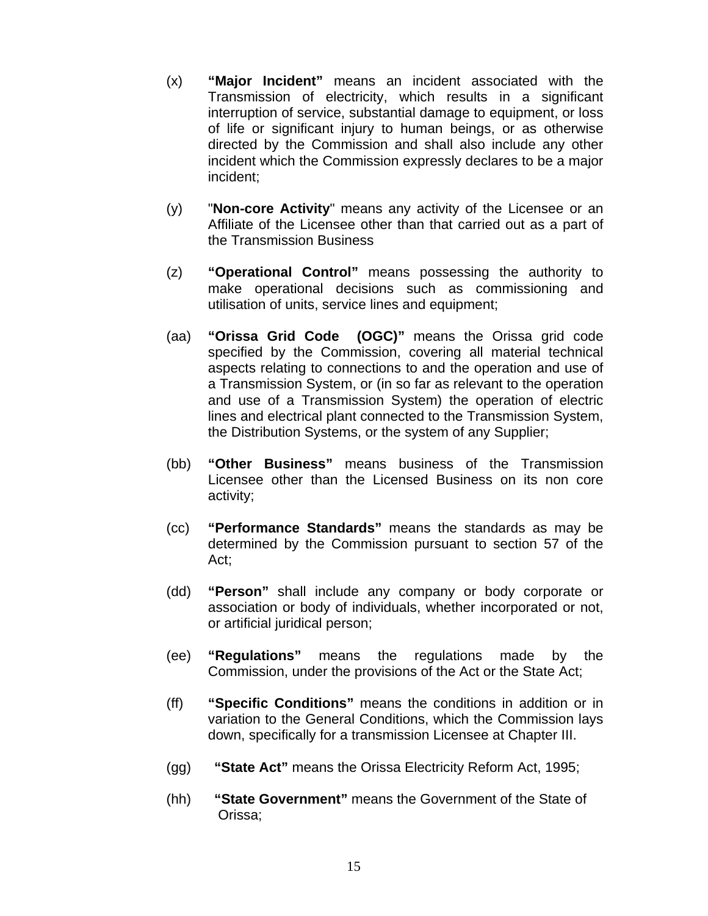(x) **"Major Incident"** means an incident associated with the Transmission of electricity, which results in a significant interruption of service, substantial damage to equipment, or loss of life or significant injury to human beings, or as otherwise directed by the Commission and shall also include any other incident which the Commission expressly declares to be a major incident;

(y) "**Non-core Activity**" means any activity of the Licensee or an Affiliate of the Licensee other than that carried out as a part of the Transmission Business

(z) **"Operational Control"** means possessing the authority to make operational decisions such as commissioning and utilisation of units, service lines and equipment;

(aa) **"Orissa Grid Code (OGC)"** means the Orissa grid code specified by the Commission, covering all material technical aspects relating to connections to and the operation and use of a Transmission System, or (in so far as relevant to the operation and use of a Transmission System) the operation of electric lines and electrical plant connected to the Transmission System, the Distribution Systems, or the system of any Supplier;

(bb) **"Other Business"** means business of the Transmission Licensee other than the Licensed Business on its non core activity;

(cc) **"Performance Standards"** means the standards as may be determined by the Commission pursuant to section 57 of the Act;

(dd) **"Person"** shall include any company or body corporate or association or body of individuals, whether incorporated or not, or artificial juridical person;

(ee) **"Regulations"** means the regulations made by the Commission, under the provisions of the Act or the State Act;

(ff) **"Specific Conditions"** means the conditions in addition or in variation to the General Conditions, which the Commission lays down, specifically for a transmission Licensee at Chapter III.

(gg) **"State Act"** means the Orissa Electricity Reform Act, 1995;

(hh) **"State Government"** means the Government of the State of Orissa;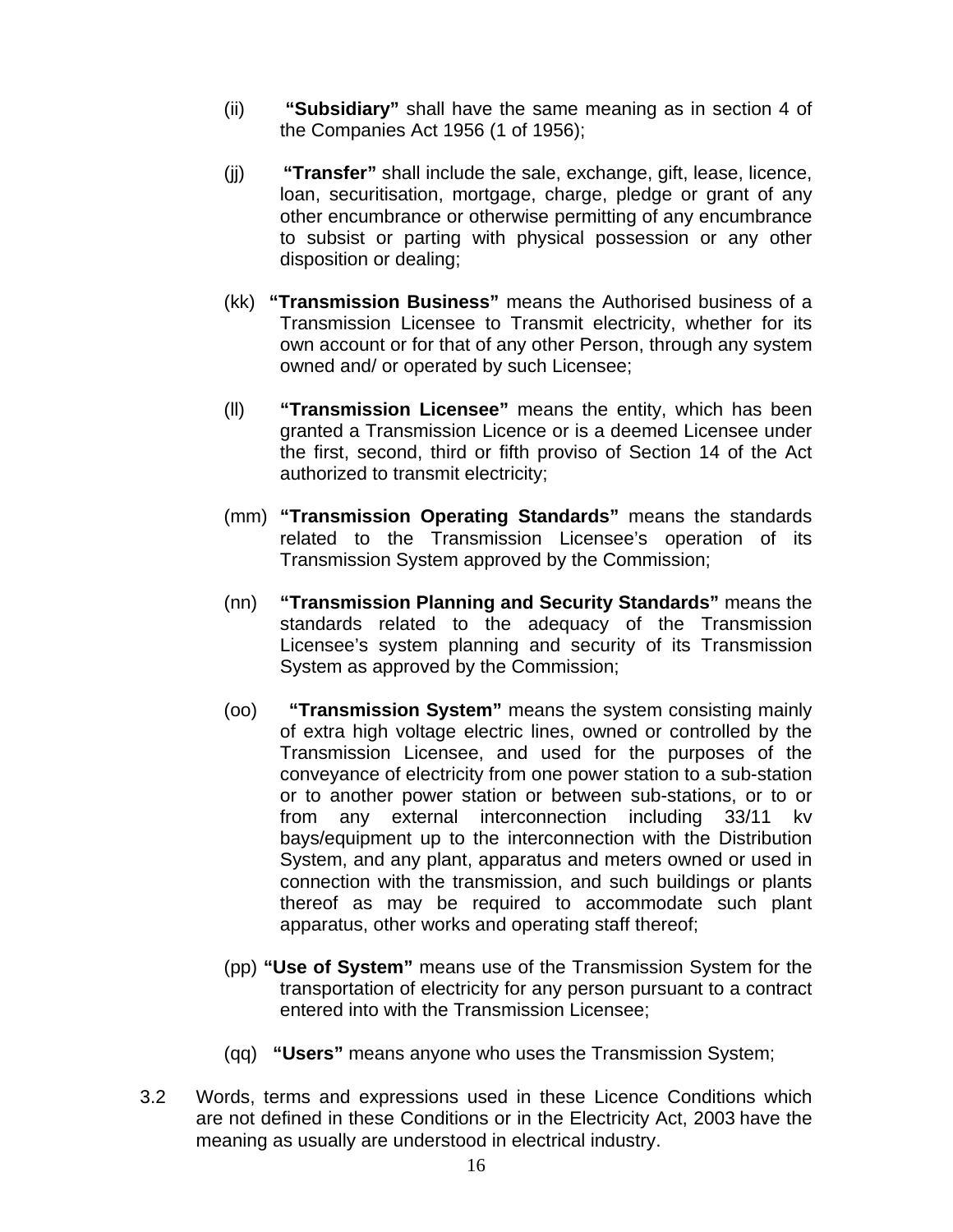(ii) **"Subsidiary"** shall have the same meaning as in section 4 of the Companies Act 1956 (1 of 1956);

(jj) **"Transfer"** shall include the sale, exchange, gift, lease, licence, loan, securitisation, mortgage, charge, pledge or grant of any other encumbrance or otherwise permitting of any encumbrance to subsist or parting with physical possession or any other disposition or dealing;

(kk) **"Transmission Business"** means the Authorised business of a Transmission Licensee to Transmit electricity, whether for its own account or for that of any other Person, through any system owned and/ or operated by such Licensee;

(ll) **"Transmission Licensee"** means the entity, which has been granted a Transmission Licence or is a deemed Licensee under the first, second, third or fifth proviso of Section 14 of the Act authorized to transmit electricity;

(mm) **"Transmission Operating Standards"** means the standards related to the Transmission Licensee's operation of its Transmission System approved by the Commission;

(nn) **"Transmission Planning and Security Standards"** means the standards related to the adequacy of the Transmission Licensee's system planning and security of its Transmission System as approved by the Commission;

(oo) **"Transmission System"** means the system consisting mainly of extra high voltage electric lines, owned or controlled by the Transmission Licensee, and used for the purposes of the conveyance of electricity from one power station to a sub-station or to another power station or between sub-stations, or to or from any external interconnection including 33/11 kv bays/equipment up to the interconnection with the Distribution System, and any plant, apparatus and meters owned or used in connection with the transmission, and such buildings or plants thereof as may be required to accommodate such plant apparatus, other works and operating staff thereof;

(pp) **"Use of System"** means use of the Transmission System for the transportation of electricity for any person pursuant to a contract entered into with the Transmission Licensee;

(qq) **"Users"** means anyone who uses the Transmission System;

3.2 Words, terms and expressions used in these Licence Conditions which are not defined in these Conditions or in the Electricity Act, 2003 have the meaning as usually are understood in electrical industry.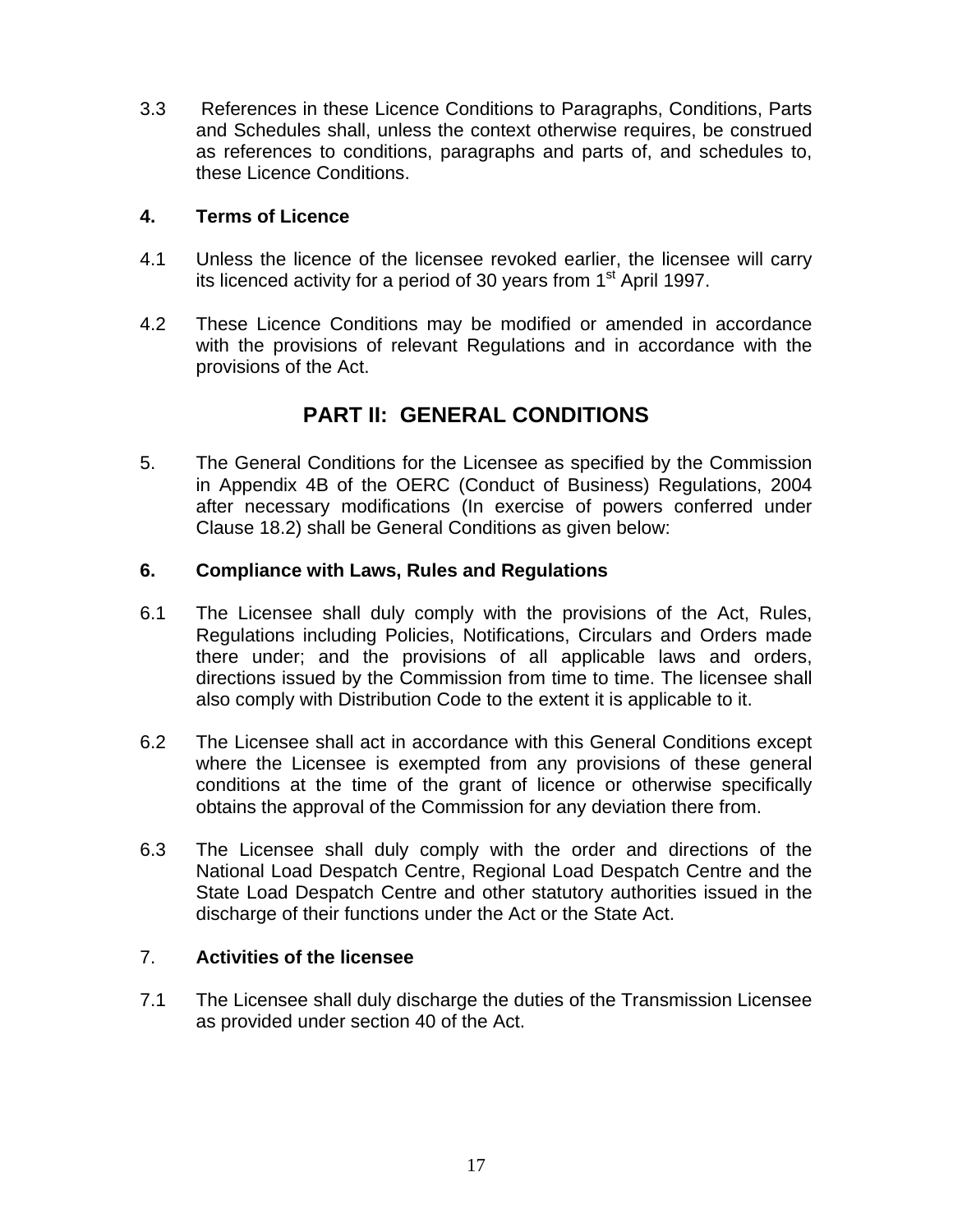3.3 References in these Licence Conditions to Paragraphs, Conditions, Parts and Schedules shall, unless the context otherwise requires, be construed as references to conditions, paragraphs and parts of, and schedules to, these Licence Conditions.

**4. Terms of Licence**

4.1 Unless the licence of the licensee revoked earlier, the licensee will carry its licenced activity for a period of 30 years from 1st April 1997.

4.2 These Licence Conditions may be modified or amended in accordance with the provisions of relevant Regulations and in accordance with the provisions of the Act.

## PART II: GENERAL CONDITIONS

5. The General Conditions for the Licensee as specified by the Commission in Appendix 4B of the OERC (Conduct of Business) Regulations, 2004 after necessary modifications (In exercise of powers conferred under Clause 18.2) shall be General Conditions as given below:

**6. Compliance with Laws, Rules and Regulations**

6.1 The Licensee shall duly comply with the provisions of the Act, Rules, Regulations including Policies, Notifications, Circulars and Orders made there under; and the provisions of all applicable laws and orders, directions issued by the Commission from time to time. The licensee shall also comply with Distribution Code to the extent it is applicable to it.

6.2 The Licensee shall act in accordance with this General Conditions except where the Licensee is exempted from any provisions of these general conditions at the time of the grant of licence or otherwise specifically obtains the approval of the Commission for any deviation there from.

6.3 The Licensee shall duly comply with the order and directions of the National Load Despatch Centre, Regional Load Despatch Centre and the State Load Despatch Centre and other statutory authorities issued in the discharge of their functions under the Act or the State Act.

7. **Activities of the licensee**

7.1 The Licensee shall duly discharge the duties of the Transmission Licensee as provided under section 40 of the Act.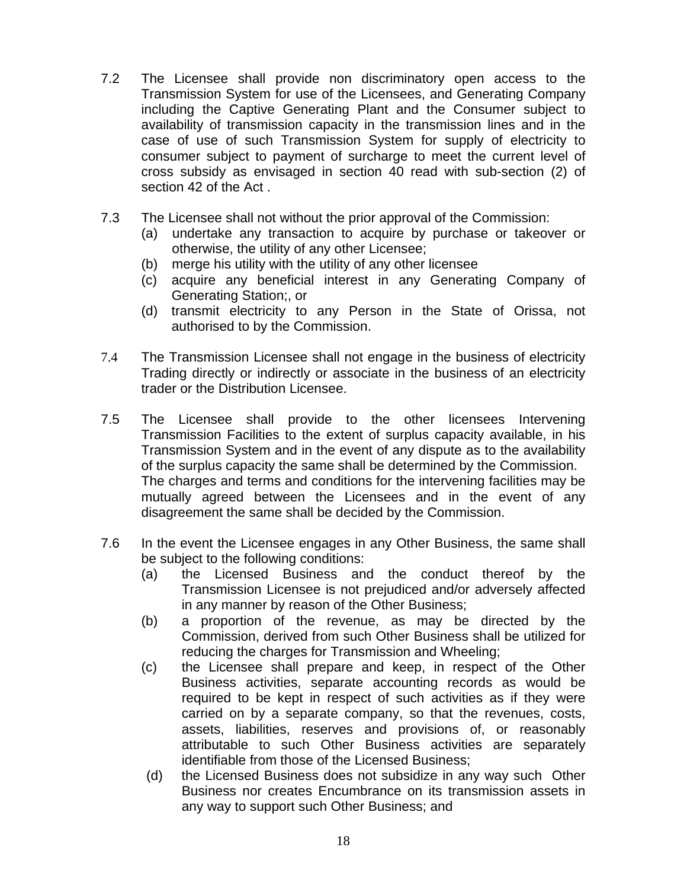7.2 The Licensee shall provide non discriminatory open access to the Transmission System for use of the Licensees, and Generating Company including the Captive Generating Plant and the Consumer subject to availability of transmission capacity in the transmission lines and in the case of use of such Transmission System for supply of electricity to consumer subject to payment of surcharge to meet the current level of cross subsidy as envisaged in section 40 read with sub-section (2) of section 42 of the Act .

7.3 The Licensee shall not without the prior approval of the Commission:

- (a) undertake any transaction to acquire by purchase or takeover or otherwise, the utility of any other Licensee;
- (b) merge his utility with the utility of any other licensee
- (c) acquire any beneficial interest in any Generating Company of Generating Station;, or
- (d) transmit electricity to any Person in the State of Orissa, not authorised to by the Commission.

7.4 The Transmission Licensee shall not engage in the business of electricity Trading directly or indirectly or associate in the business of an electricity trader or the Distribution Licensee.

7.5 The Licensee shall provide to the other licensees Intervening Transmission Facilities to the extent of surplus capacity available, in his Transmission System and in the event of any dispute as to the availability of the surplus capacity the same shall be determined by the Commission. The charges and terms and conditions for the intervening facilities may be mutually agreed between the Licensees and in the event of any disagreement the same shall be decided by the Commission.

7.6 In the event the Licensee engages in any Other Business, the same shall be subject to the following conditions:

- (a) the Licensed Business and the conduct thereof by the Transmission Licensee is not prejudiced and/or adversely affected in any manner by reason of the Other Business;
- (b) a proportion of the revenue, as may be directed by the Commission, derived from such Other Business shall be utilized for reducing the charges for Transmission and Wheeling;
- (c) the Licensee shall prepare and keep, in respect of the Other Business activities, separate accounting records as would be required to be kept in respect of such activities as if they were carried on by a separate company, so that the revenues, costs, assets, liabilities, reserves and provisions of, or reasonably attributable to such Other Business activities are separately identifiable from those of the Licensed Business;
- (d) the Licensed Business does not subsidize in any way such Other Business nor creates Encumbrance on its transmission assets in any way to support such Other Business; and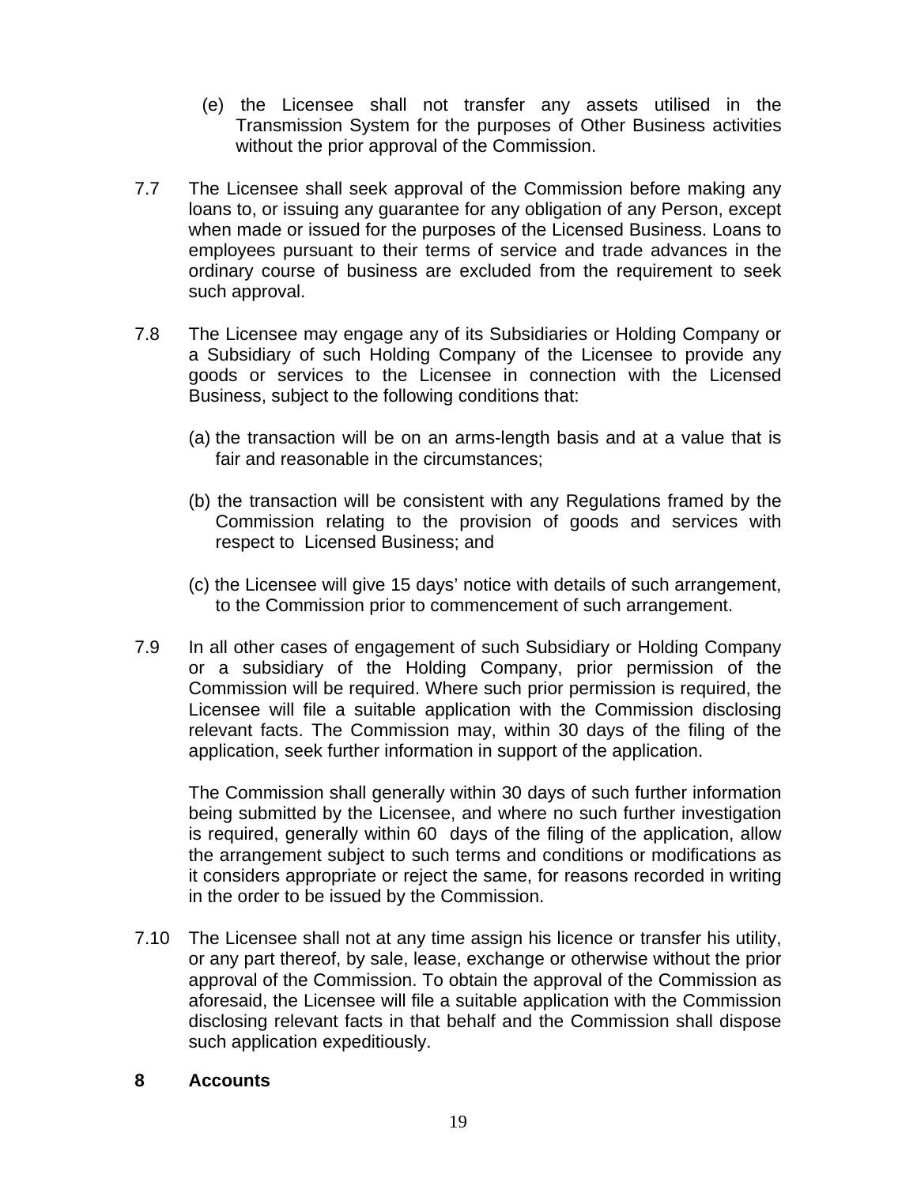(e) the Licensee shall not transfer any assets utilised in the Transmission System for the purposes of Other Business activities without the prior approval of the Commission.

7.7 The Licensee shall seek approval of the Commission before making any loans to, or issuing any guarantee for any obligation of any Person, except when made or issued for the purposes of the Licensed Business. Loans to employees pursuant to their terms of service and trade advances in the ordinary course of business are excluded from the requirement to seek such approval.

7.8 The Licensee may engage any of its Subsidiaries or Holding Company or a Subsidiary of such Holding Company of the Licensee to provide any goods or services to the Licensee in connection with the Licensed Business, subject to the following conditions that:

(a) the transaction will be on an arms-length basis and at a value that is fair and reasonable in the circumstances;

(b) the transaction will be consistent with any Regulations framed by the Commission relating to the provision of goods and services with respect to Licensed Business; and

(c) the Licensee will give 15 days' notice with details of such arrangement, to the Commission prior to commencement of such arrangement.

7.9 In all other cases of engagement of such Subsidiary or Holding Company or a subsidiary of the Holding Company, prior permission of the Commission will be required. Where such prior permission is required, the Licensee will file a suitable application with the Commission disclosing relevant facts. The Commission may, within 30 days of the filing of the application, seek further information in support of the application.

The Commission shall generally within 30 days of such further information being submitted by the Licensee, and where no such further investigation is required, generally within 60 days of the filing of the application, allow the arrangement subject to such terms and conditions or modifications as it considers appropriate or reject the same, for reasons recorded in writing in the order to be issued by the Commission.

7.10 The Licensee shall not at any time assign his licence or transfer his utility, or any part thereof, by sale, lease, exchange or otherwise without the prior approval of the Commission. To obtain the approval of the Commission as aforesaid, the Licensee will file a suitable application with the Commission disclosing relevant facts in that behalf and the Commission shall dispose such application expeditiously.

## 8 Accounts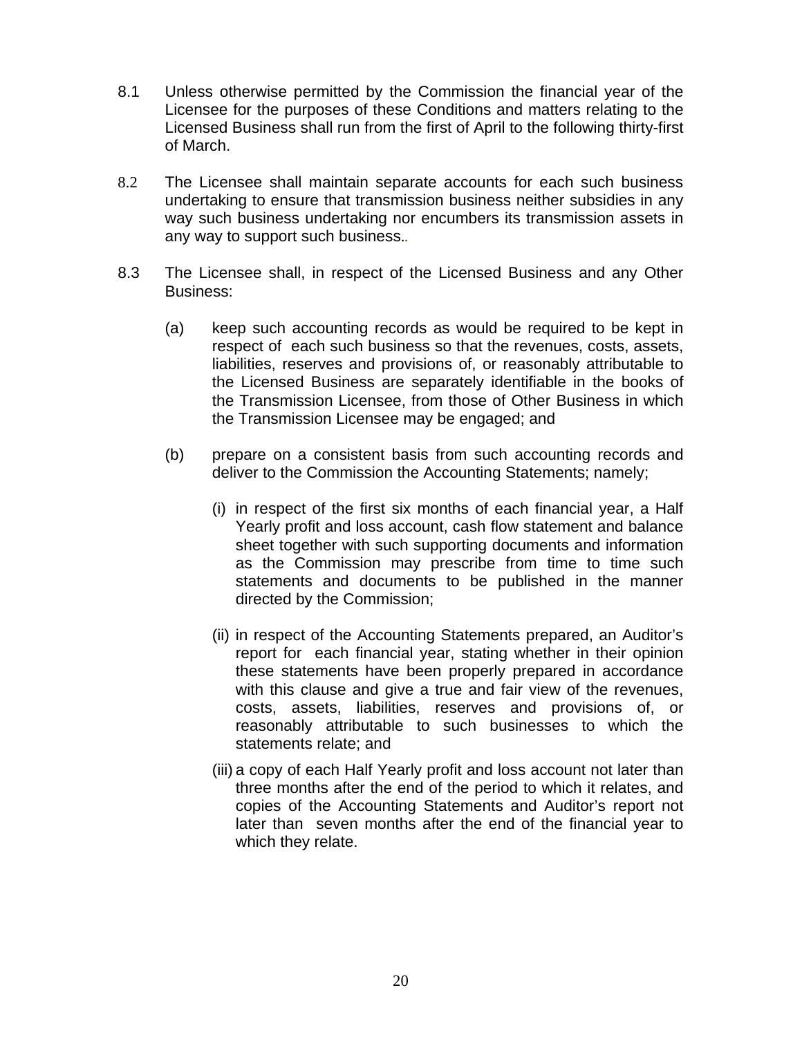8.1 Unless otherwise permitted by the Commission the financial year of the Licensee for the purposes of these Conditions and matters relating to the Licensed Business shall run from the first of April to the following thirty-first of March.

8.2 The Licensee shall maintain separate accounts for each such business undertaking to ensure that transmission business neither subsidies in any way such business undertaking nor encumbers its transmission assets in any way to support such business..

8.3 The Licensee shall, in respect of the Licensed Business and any Other Business:

(a) keep such accounting records as would be required to be kept in respect of each such business so that the revenues, costs, assets, liabilities, reserves and provisions of, or reasonably attributable to the Licensed Business are separately identifiable in the books of the Transmission Licensee, from those of Other Business in which the Transmission Licensee may be engaged; and

(b) prepare on a consistent basis from such accounting records and deliver to the Commission the Accounting Statements; namely;

(i) in respect of the first six months of each financial year, a Half Yearly profit and loss account, cash flow statement and balance sheet together with such supporting documents and information as the Commission may prescribe from time to time such statements and documents to be published in the manner directed by the Commission;

(ii) in respect of the Accounting Statements prepared, an Auditor's report for each financial year, stating whether in their opinion these statements have been properly prepared in accordance with this clause and give a true and fair view of the revenues, costs, assets, liabilities, reserves and provisions of, or reasonably attributable to such businesses to which the statements relate; and

(iii) a copy of each Half Yearly profit and loss account not later than three months after the end of the period to which it relates, and copies of the Accounting Statements and Auditor's report not later than seven months after the end of the financial year to which they relate.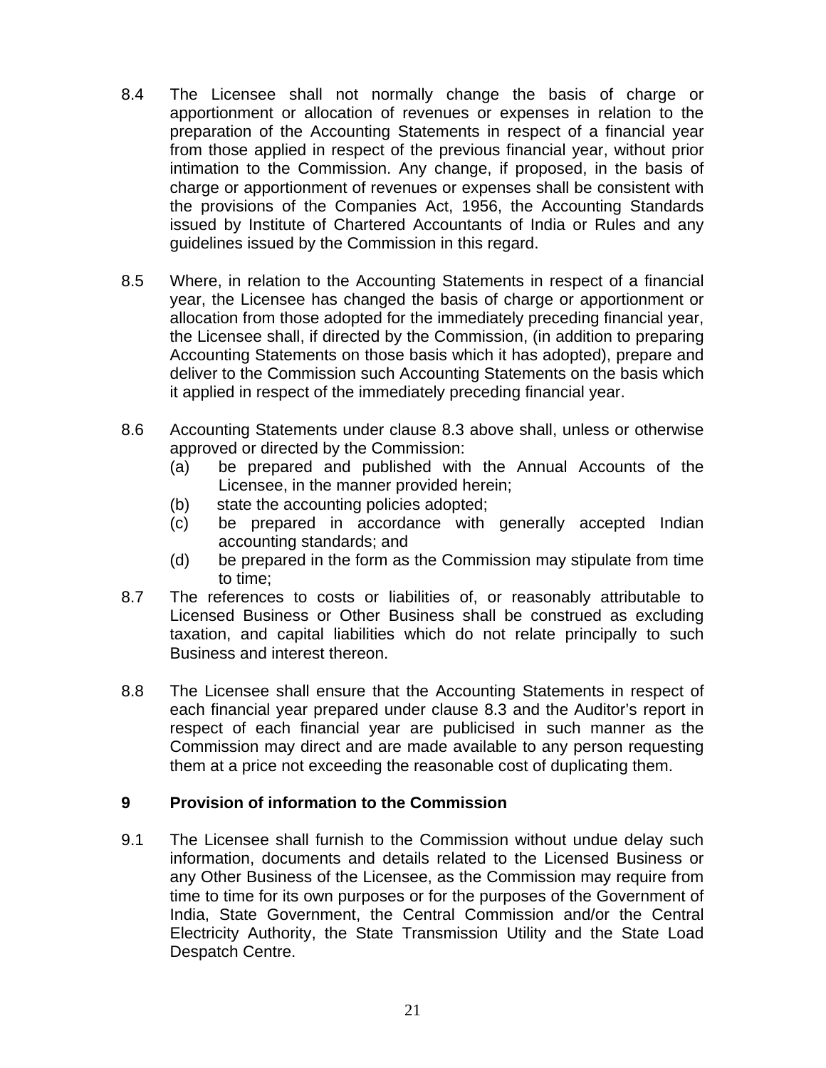8.4 The Licensee shall not normally change the basis of charge or apportionment or allocation of revenues or expenses in relation to the preparation of the Accounting Statements in respect of a financial year from those applied in respect of the previous financial year, without prior intimation to the Commission. Any change, if proposed, in the basis of charge or apportionment of revenues or expenses shall be consistent with the provisions of the Companies Act, 1956, the Accounting Standards issued by Institute of Chartered Accountants of India or Rules and any guidelines issued by the Commission in this regard.

8.5 Where, in relation to the Accounting Statements in respect of a financial year, the Licensee has changed the basis of charge or apportionment or allocation from those adopted for the immediately preceding financial year, the Licensee shall, if directed by the Commission, (in addition to preparing Accounting Statements on those basis which it has adopted), prepare and deliver to the Commission such Accounting Statements on the basis which it applied in respect of the immediately preceding financial year.

8.6 Accounting Statements under clause 8.3 above shall, unless or otherwise approved or directed by the Commission:

(a) be prepared and published with the Annual Accounts of the Licensee, in the manner provided herein;

(b) state the accounting policies adopted;

(c) be prepared in accordance with generally accepted Indian accounting standards; and

(d) be prepared in the form as the Commission may stipulate from time to time;

8.7 The references to costs or liabilities of, or reasonably attributable to Licensed Business or Other Business shall be construed as excluding taxation, and capital liabilities which do not relate principally to such Business and interest thereon.

8.8 The Licensee shall ensure that the Accounting Statements in respect of each financial year prepared under clause 8.3 and the Auditor's report in respect of each financial year are publicised in such manner as the Commission may direct and are made available to any person requesting them at a price not exceeding the reasonable cost of duplicating them.

## 9 Provision of information to the Commission

9.1 The Licensee shall furnish to the Commission without undue delay such information, documents and details related to the Licensed Business or any Other Business of the Licensee, as the Commission may require from time to time for its own purposes or for the purposes of the Government of India, State Government, the Central Commission and/or the Central Electricity Authority, the State Transmission Utility and the State Load Despatch Centre.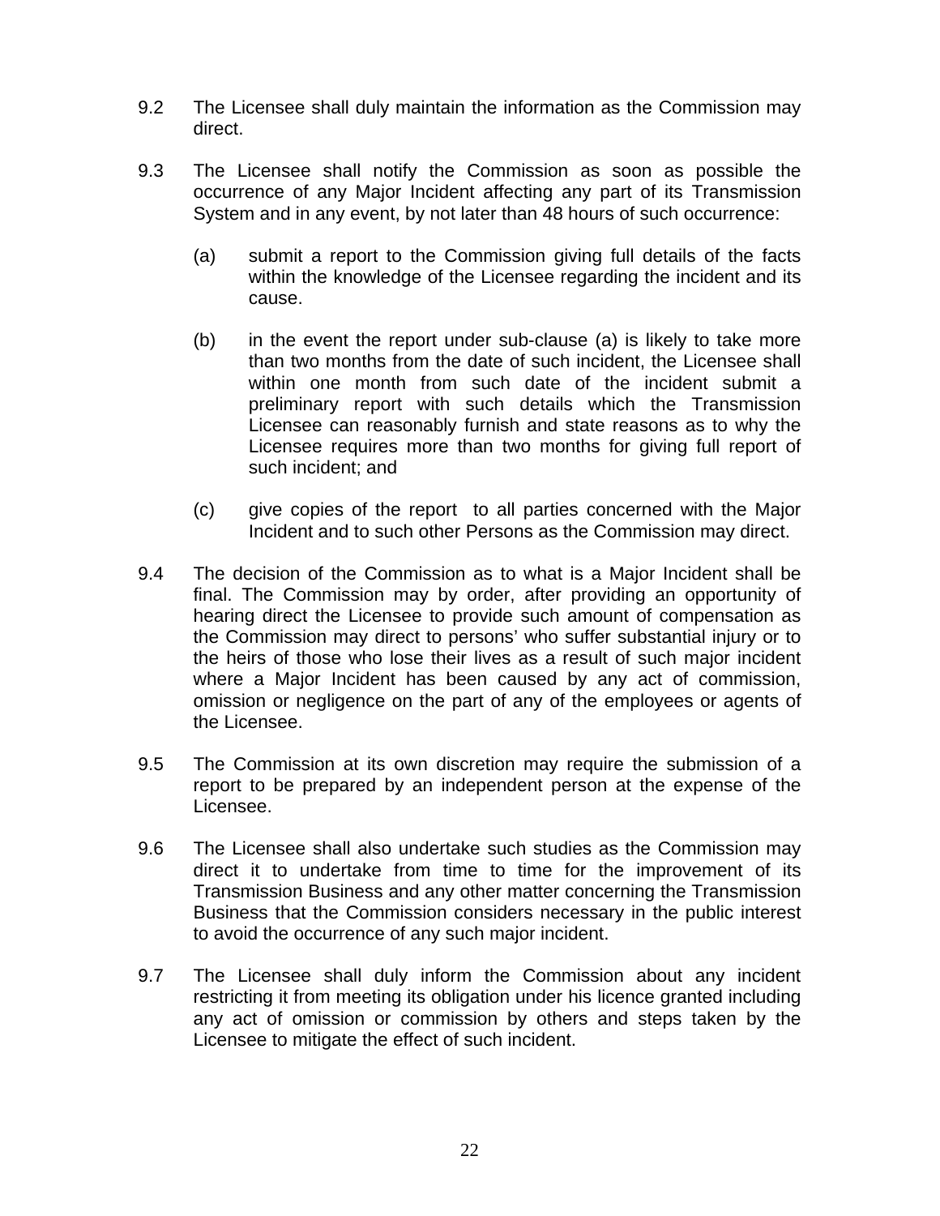9.2 The Licensee shall duly maintain the information as the Commission may direct.

9.3 The Licensee shall notify the Commission as soon as possible the occurrence of any Major Incident affecting any part of its Transmission System and in any event, by not later than 48 hours of such occurrence:

(a) submit a report to the Commission giving full details of the facts within the knowledge of the Licensee regarding the incident and its cause.

(b) in the event the report under sub-clause (a) is likely to take more than two months from the date of such incident, the Licensee shall within one month from such date of the incident submit a preliminary report with such details which the Transmission Licensee can reasonably furnish and state reasons as to why the Licensee requires more than two months for giving full report of such incident; and

(c) give copies of the report to all parties concerned with the Major Incident and to such other Persons as the Commission may direct.

9.4 The decision of the Commission as to what is a Major Incident shall be final. The Commission may by order, after providing an opportunity of hearing direct the Licensee to provide such amount of compensation as the Commission may direct to persons' who suffer substantial injury or to the heirs of those who lose their lives as a result of such major incident where a Major Incident has been caused by any act of commission, omission or negligence on the part of any of the employees or agents of the Licensee.

9.5 The Commission at its own discretion may require the submission of a report to be prepared by an independent person at the expense of the Licensee.

9.6 The Licensee shall also undertake such studies as the Commission may direct it to undertake from time to time for the improvement of its Transmission Business and any other matter concerning the Transmission Business that the Commission considers necessary in the public interest to avoid the occurrence of any such major incident.

9.7 The Licensee shall duly inform the Commission about any incident restricting it from meeting its obligation under his licence granted including any act of omission or commission by others and steps taken by the Licensee to mitigate the effect of such incident.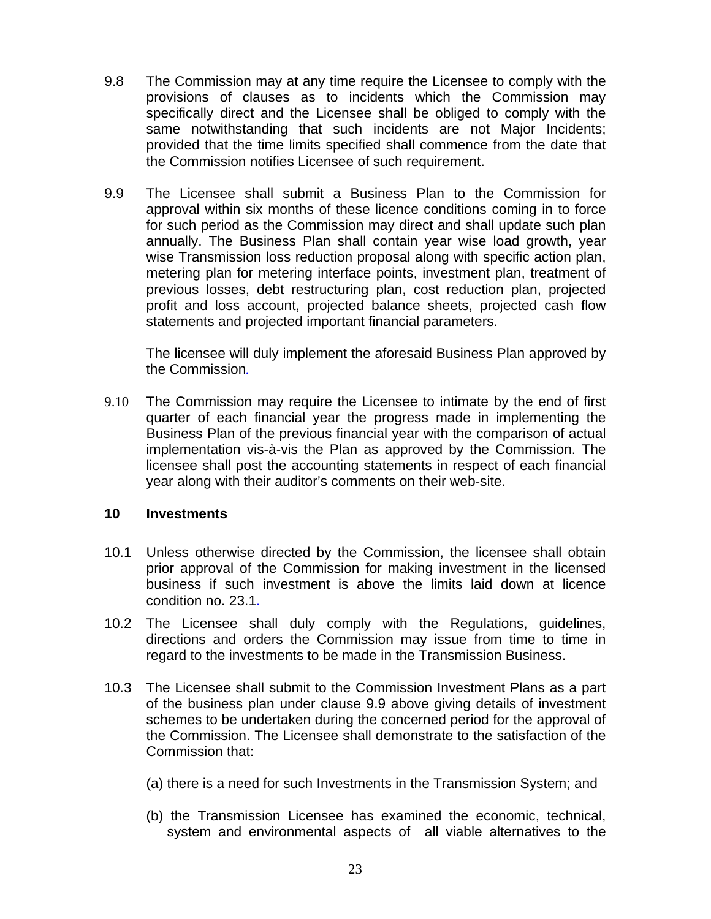9.8 The Commission may at any time require the Licensee to comply with the provisions of clauses as to incidents which the Commission may specifically direct and the Licensee shall be obliged to comply with the same notwithstanding that such incidents are not Major Incidents; provided that the time limits specified shall commence from the date that the Commission notifies Licensee of such requirement.

9.9 The Licensee shall submit a Business Plan to the Commission for approval within six months of these licence conditions coming in to force for such period as the Commission may direct and shall update such plan annually. The Business Plan shall contain year wise load growth, year wise Transmission loss reduction proposal along with specific action plan, metering plan for metering interface points, investment plan, treatment of previous losses, debt restructuring plan, cost reduction plan, projected profit and loss account, projected balance sheets, projected cash flow statements and projected important financial parameters.

The licensee will duly implement the aforesaid Business Plan approved by the Commission.

9.10 The Commission may require the Licensee to intimate by the end of first quarter of each financial year the progress made in implementing the Business Plan of the previous financial year with the comparison of actual implementation vis-à-vis the Plan as approved by the Commission. The licensee shall post the accounting statements in respect of each financial year along with their auditor's comments on their web-site.

## 10 Investments

10.1 Unless otherwise directed by the Commission, the licensee shall obtain prior approval of the Commission for making investment in the licensed business if such investment is above the limits laid down at licence condition no. 23.1.

10.2 The Licensee shall duly comply with the Regulations, guidelines, directions and orders the Commission may issue from time to time in regard to the investments to be made in the Transmission Business.

10.3 The Licensee shall submit to the Commission Investment Plans as a part of the business plan under clause 9.9 above giving details of investment schemes to be undertaken during the concerned period for the approval of the Commission. The Licensee shall demonstrate to the satisfaction of the Commission that:

(a) there is a need for such Investments in the Transmission System; and

(b) the Transmission Licensee has examined the economic, technical, system and environmental aspects of all viable alternatives to the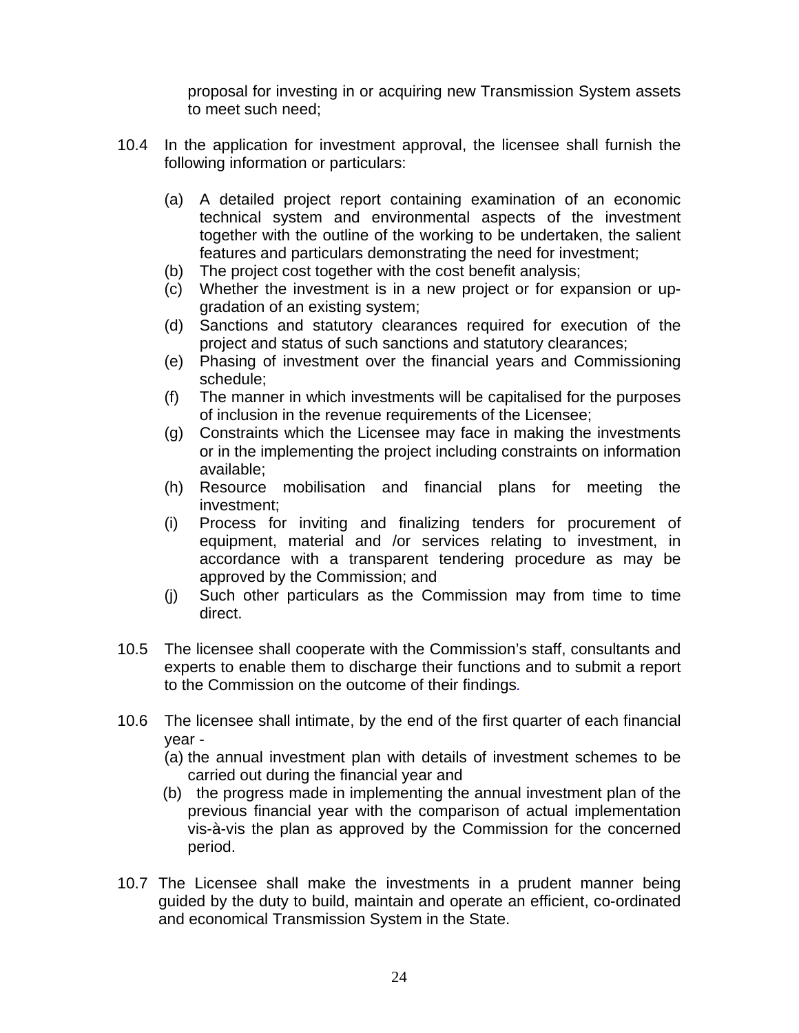proposal for investing in or acquiring new Transmission System assets to meet such need;

10.4 In the application for investment approval, the licensee shall furnish the following information or particulars:

(a) A detailed project report containing examination of an economic technical system and environmental aspects of the investment together with the outline of the working to be undertaken, the salient features and particulars demonstrating the need for investment;
(b) The project cost together with the cost benefit analysis;
(c) Whether the investment is in a new project or for expansion or up-gradation of an existing system;
(d) Sanctions and statutory clearances required for execution of the project and status of such sanctions and statutory clearances;
(e) Phasing of investment over the financial years and Commissioning schedule;
(f) The manner in which investments will be capitalised for the purposes of inclusion in the revenue requirements of the Licensee;
(g) Constraints which the Licensee may face in making the investments or in the implementing the project including constraints on information available;
(h) Resource mobilisation and financial plans for meeting the investment;
(i) Process for inviting and finalizing tenders for procurement of equipment, material and /or services relating to investment, in accordance with a transparent tendering procedure as may be approved by the Commission; and
(j) Such other particulars as the Commission may from time to time direct.

10.5 The licensee shall cooperate with the Commission's staff, consultants and experts to enable them to discharge their functions and to submit a report to the Commission on the outcome of their findings.

10.6 The licensee shall intimate, by the end of the first quarter of each financial year -
(a) the annual investment plan with details of investment schemes to be carried out during the financial year and
(b) the progress made in implementing the annual investment plan of the previous financial year with the comparison of actual implementation vis-à-vis the plan as approved by the Commission for the concerned period.

10.7 The Licensee shall make the investments in a prudent manner being guided by the duty to build, maintain and operate an efficient, co-ordinated and economical Transmission System in the State.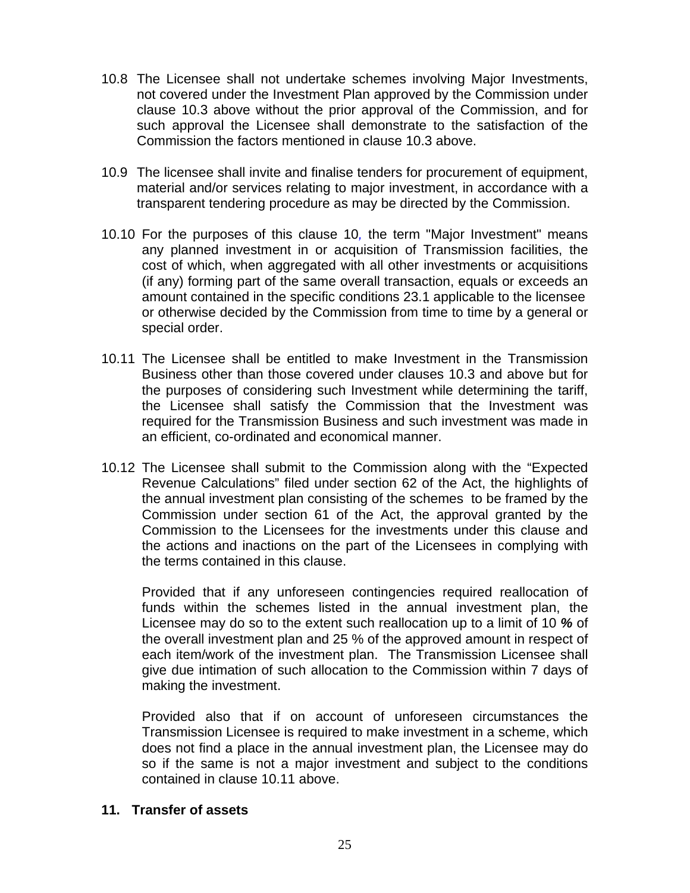10.8 The Licensee shall not undertake schemes involving Major Investments, not covered under the Investment Plan approved by the Commission under clause 10.3 above without the prior approval of the Commission, and for such approval the Licensee shall demonstrate to the satisfaction of the Commission the factors mentioned in clause 10.3 above.

10.9 The licensee shall invite and finalise tenders for procurement of equipment, material and/or services relating to major investment, in accordance with a transparent tendering procedure as may be directed by the Commission.

10.10 For the purposes of this clause 10, the term "Major Investment" means any planned investment in or acquisition of Transmission facilities, the cost of which, when aggregated with all other investments or acquisitions (if any) forming part of the same overall transaction, equals or exceeds an amount contained in the specific conditions 23.1 applicable to the licensee or otherwise decided by the Commission from time to time by a general or special order.

10.11 The Licensee shall be entitled to make Investment in the Transmission Business other than those covered under clauses 10.3 and above but for the purposes of considering such Investment while determining the tariff, the Licensee shall satisfy the Commission that the Investment was required for the Transmission Business and such investment was made in an efficient, co-ordinated and economical manner.

10.12 The Licensee shall submit to the Commission along with the "Expected Revenue Calculations" filed under section 62 of the Act, the highlights of the annual investment plan consisting of the schemes to be framed by the Commission under section 61 of the Act, the approval granted by the Commission to the Licensees for the investments under this clause and the actions and inactions on the part of the Licensees in complying with the terms contained in this clause.

Provided that if any unforeseen contingencies required reallocation of funds within the schemes listed in the annual investment plan, the Licensee may do so to the extent such reallocation up to a limit of 10 ***%*** of the overall investment plan and 25 % of the approved amount in respect of each item/work of the investment plan. The Transmission Licensee shall give due intimation of such allocation to the Commission within 7 days of making the investment.

Provided also that if on account of unforeseen circumstances the Transmission Licensee is required to make investment in a scheme, which does not find a place in the annual investment plan, the Licensee may do so if the same is not a major investment and subject to the conditions contained in clause 10.11 above.

## 11. Transfer of assets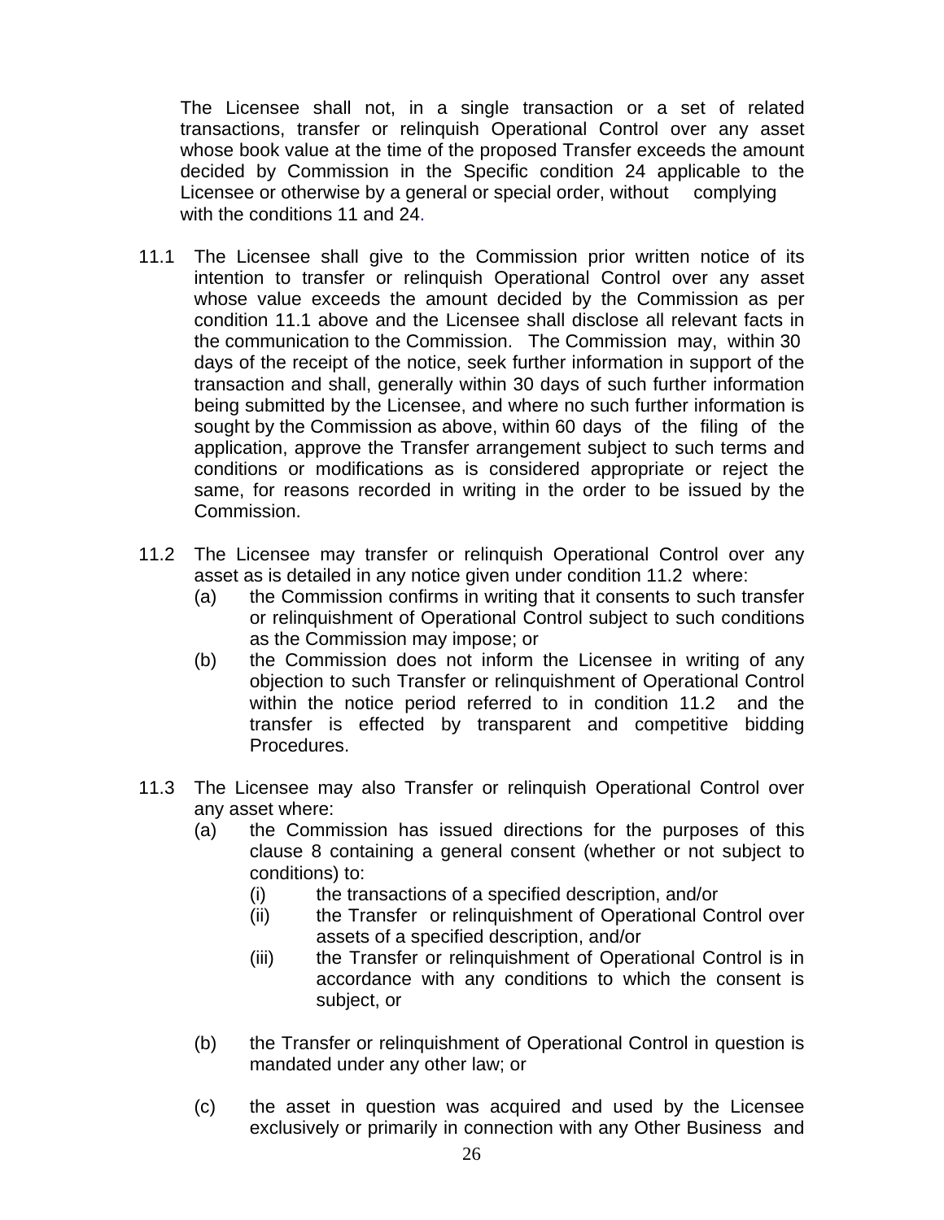The Licensee shall not, in a single transaction or a set of related transactions, transfer or relinquish Operational Control over any asset whose book value at the time of the proposed Transfer exceeds the amount decided by Commission in the Specific condition 24 applicable to the Licensee or otherwise by a general or special order, without complying with the conditions 11 and 24.

11.1 The Licensee shall give to the Commission prior written notice of its intention to transfer or relinquish Operational Control over any asset whose value exceeds the amount decided by the Commission as per condition 11.1 above and the Licensee shall disclose all relevant facts in the communication to the Commission. The Commission may, within 30 days of the receipt of the notice, seek further information in support of the transaction and shall, generally within 30 days of such further information being submitted by the Licensee, and where no such further information is sought by the Commission as above, within 60 days of the filing of the application, approve the Transfer arrangement subject to such terms and conditions or modifications as is considered appropriate or reject the same, for reasons recorded in writing in the order to be issued by the Commission.

11.2 The Licensee may transfer or relinquish Operational Control over any asset as is detailed in any notice given under condition 11.2 where:

- (a) the Commission confirms in writing that it consents to such transfer or relinquishment of Operational Control subject to such conditions as the Commission may impose; or
- (b) the Commission does not inform the Licensee in writing of any objection to such Transfer or relinquishment of Operational Control within the notice period referred to in condition 11.2 and the transfer is effected by transparent and competitive bidding Procedures.

11.3 The Licensee may also Transfer or relinquish Operational Control over any asset where:

- (a) the Commission has issued directions for the purposes of this clause 8 containing a general consent (whether or not subject to conditions) to:
  - (i) the transactions of a specified description, and/or
  - (ii) the Transfer or relinquishment of Operational Control over assets of a specified description, and/or
  - (iii) the Transfer or relinquishment of Operational Control is in accordance with any conditions to which the consent is subject, or
- (b) the Transfer or relinquishment of Operational Control in question is mandated under any other law; or
- (c) the asset in question was acquired and used by the Licensee exclusively or primarily in connection with any Other Business and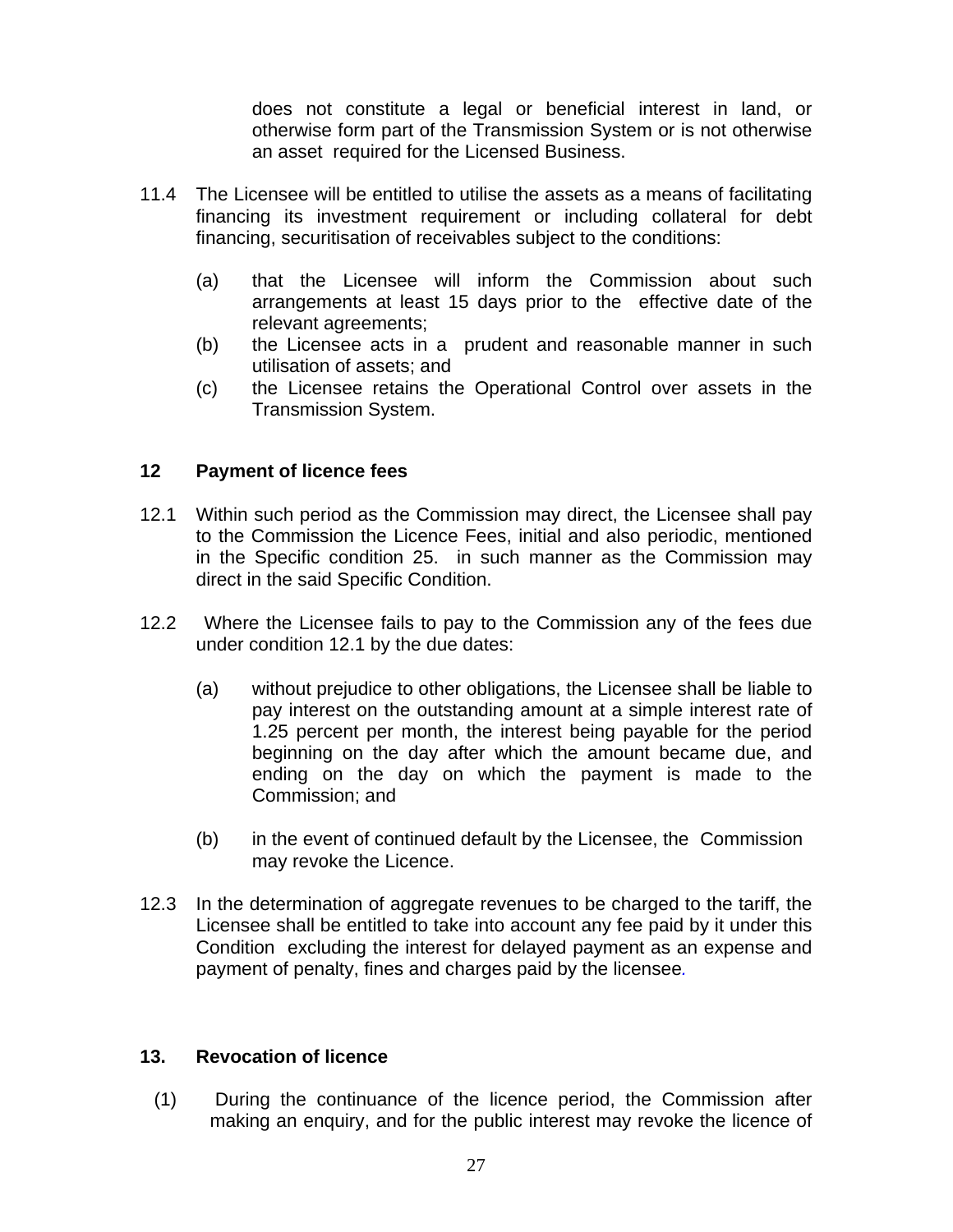does not constitute a legal or beneficial interest in land, or otherwise form part of the Transmission System or is not otherwise an asset required for the Licensed Business.

11.4 The Licensee will be entitled to utilise the assets as a means of facilitating financing its investment requirement or including collateral for debt financing, securitisation of receivables subject to the conditions:

(a) that the Licensee will inform the Commission about such arrangements at least 15 days prior to the effective date of the relevant agreements;
(b) the Licensee acts in a prudent and reasonable manner in such utilisation of assets; and
(c) the Licensee retains the Operational Control over assets in the Transmission System.

## 12 Payment of licence fees

12.1 Within such period as the Commission may direct, the Licensee shall pay to the Commission the Licence Fees, initial and also periodic, mentioned in the Specific condition 25. in such manner as the Commission may direct in the said Specific Condition.

12.2 Where the Licensee fails to pay to the Commission any of the fees due under condition 12.1 by the due dates:

(a) without prejudice to other obligations, the Licensee shall be liable to pay interest on the outstanding amount at a simple interest rate of 1.25 percent per month, the interest being payable for the period beginning on the day after which the amount became due, and ending on the day on which the payment is made to the Commission; and

(b) in the event of continued default by the Licensee, the Commission may revoke the Licence.

12.3 In the determination of aggregate revenues to be charged to the tariff, the Licensee shall be entitled to take into account any fee paid by it under this Condition excluding the interest for delayed payment as an expense and payment of penalty, fines and charges paid by the licensee.

## 13. Revocation of licence

(1) During the continuance of the licence period, the Commission after making an enquiry, and for the public interest may revoke the licence of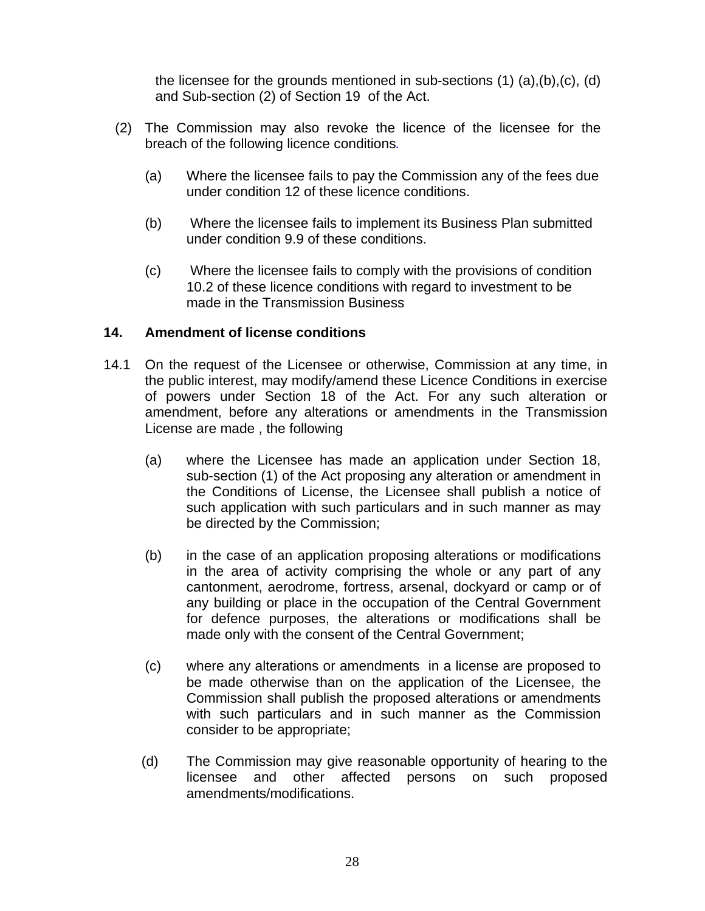the licensee for the grounds mentioned in sub-sections (1) (a),(b),(c), (d) and Sub-section (2) of Section 19 of the Act.

(2) The Commission may also revoke the licence of the licensee for the breach of the following licence conditions.

(a) Where the licensee fails to pay the Commission any of the fees due under condition 12 of these licence conditions.

(b) Where the licensee fails to implement its Business Plan submitted under condition 9.9 of these conditions.

(c) Where the licensee fails to comply with the provisions of condition 10.2 of these licence conditions with regard to investment to be made in the Transmission Business

## 14. Amendment of license conditions

14.1 On the request of the Licensee or otherwise, Commission at any time, in the public interest, may modify/amend these Licence Conditions in exercise of powers under Section 18 of the Act. For any such alteration or amendment, before any alterations or amendments in the Transmission License are made , the following

(a) where the Licensee has made an application under Section 18, sub-section (1) of the Act proposing any alteration or amendment in the Conditions of License, the Licensee shall publish a notice of such application with such particulars and in such manner as may be directed by the Commission;

(b) in the case of an application proposing alterations or modifications in the area of activity comprising the whole or any part of any cantonment, aerodrome, fortress, arsenal, dockyard or camp or of any building or place in the occupation of the Central Government for defence purposes, the alterations or modifications shall be made only with the consent of the Central Government;

(c) where any alterations or amendments in a license are proposed to be made otherwise than on the application of the Licensee, the Commission shall publish the proposed alterations or amendments with such particulars and in such manner as the Commission consider to be appropriate;

(d) The Commission may give reasonable opportunity of hearing to the licensee and other affected persons on such proposed amendments/modifications.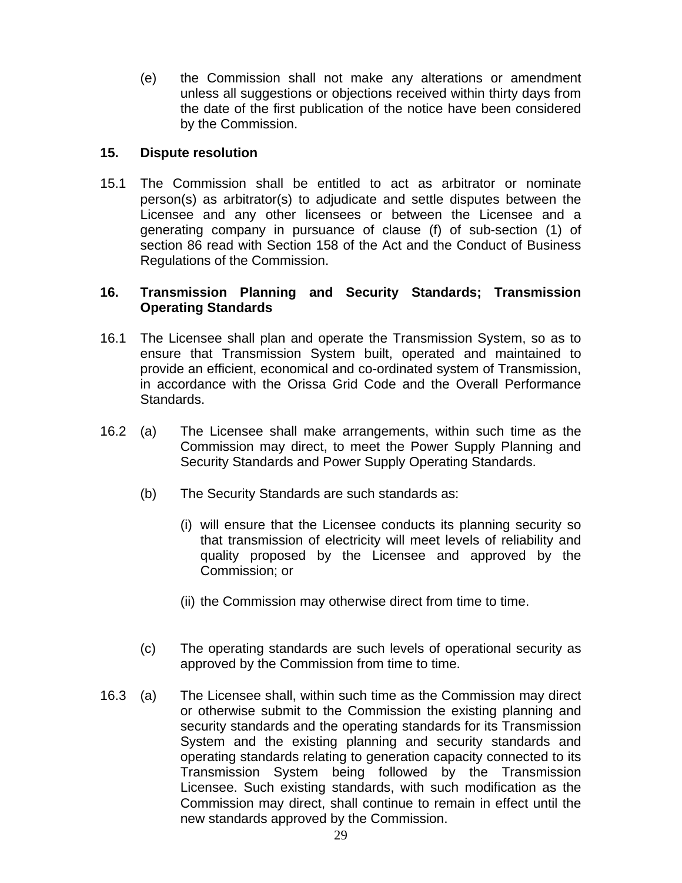(e) the Commission shall not make any alterations or amendment unless all suggestions or objections received within thirty days from the date of the first publication of the notice have been considered by the Commission.

**15. Dispute resolution**

15.1 The Commission shall be entitled to act as arbitrator or nominate person(s) as arbitrator(s) to adjudicate and settle disputes between the Licensee and any other licensees or between the Licensee and a generating company in pursuance of clause (f) of sub-section (1) of section 86 read with Section 158 of the Act and the Conduct of Business Regulations of the Commission.

**16. Transmission Planning and Security Standards; Transmission Operating Standards**

16.1 The Licensee shall plan and operate the Transmission System, so as to ensure that Transmission System built, operated and maintained to provide an efficient, economical and co-ordinated system of Transmission, in accordance with the Orissa Grid Code and the Overall Performance Standards.

16.2 (a) The Licensee shall make arrangements, within such time as the Commission may direct, to meet the Power Supply Planning and Security Standards and Power Supply Operating Standards.

(b) The Security Standards are such standards as:

(i) will ensure that the Licensee conducts its planning security so that transmission of electricity will meet levels of reliability and quality proposed by the Licensee and approved by the Commission; or

(ii) the Commission may otherwise direct from time to time.

(c) The operating standards are such levels of operational security as approved by the Commission from time to time.

16.3 (a) The Licensee shall, within such time as the Commission may direct or otherwise submit to the Commission the existing planning and security standards and the operating standards for its Transmission System and the existing planning and security standards and operating standards relating to generation capacity connected to its Transmission System being followed by the Transmission Licensee. Such existing standards, with such modification as the Commission may direct, shall continue to remain in effect until the new standards approved by the Commission.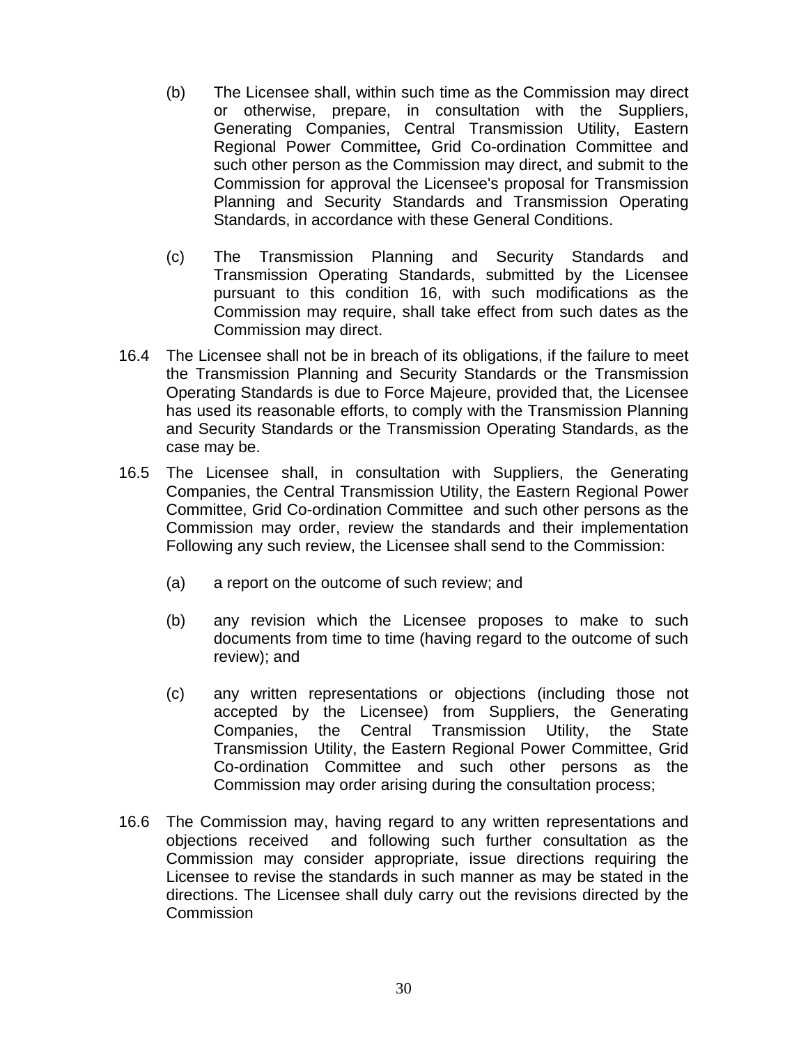(b) The Licensee shall, within such time as the Commission may direct or otherwise, prepare, in consultation with the Suppliers, Generating Companies, Central Transmission Utility, Eastern Regional Power Committee*,* Grid Co-ordination Committee and such other person as the Commission may direct, and submit to the Commission for approval the Licensee's proposal for Transmission Planning and Security Standards and Transmission Operating Standards, in accordance with these General Conditions.

(c) The Transmission Planning and Security Standards and Transmission Operating Standards, submitted by the Licensee pursuant to this condition 16, with such modifications as the Commission may require, shall take effect from such dates as the Commission may direct.

16.4 The Licensee shall not be in breach of its obligations, if the failure to meet the Transmission Planning and Security Standards or the Transmission Operating Standards is due to Force Majeure, provided that, the Licensee has used its reasonable efforts, to comply with the Transmission Planning and Security Standards or the Transmission Operating Standards, as the case may be.

16.5 The Licensee shall, in consultation with Suppliers, the Generating Companies, the Central Transmission Utility, the Eastern Regional Power Committee, Grid Co-ordination Committee and such other persons as the Commission may order, review the standards and their implementation Following any such review, the Licensee shall send to the Commission:

(a) a report on the outcome of such review; and

(b) any revision which the Licensee proposes to make to such documents from time to time (having regard to the outcome of such review); and

(c) any written representations or objections (including those not accepted by the Licensee) from Suppliers, the Generating Companies, the Central Transmission Utility, the State Transmission Utility, the Eastern Regional Power Committee, Grid Co-ordination Committee and such other persons as the Commission may order arising during the consultation process;

16.6 The Commission may, having regard to any written representations and objections received and following such further consultation as the Commission may consider appropriate, issue directions requiring the Licensee to revise the standards in such manner as may be stated in the directions. The Licensee shall duly carry out the revisions directed by the Commission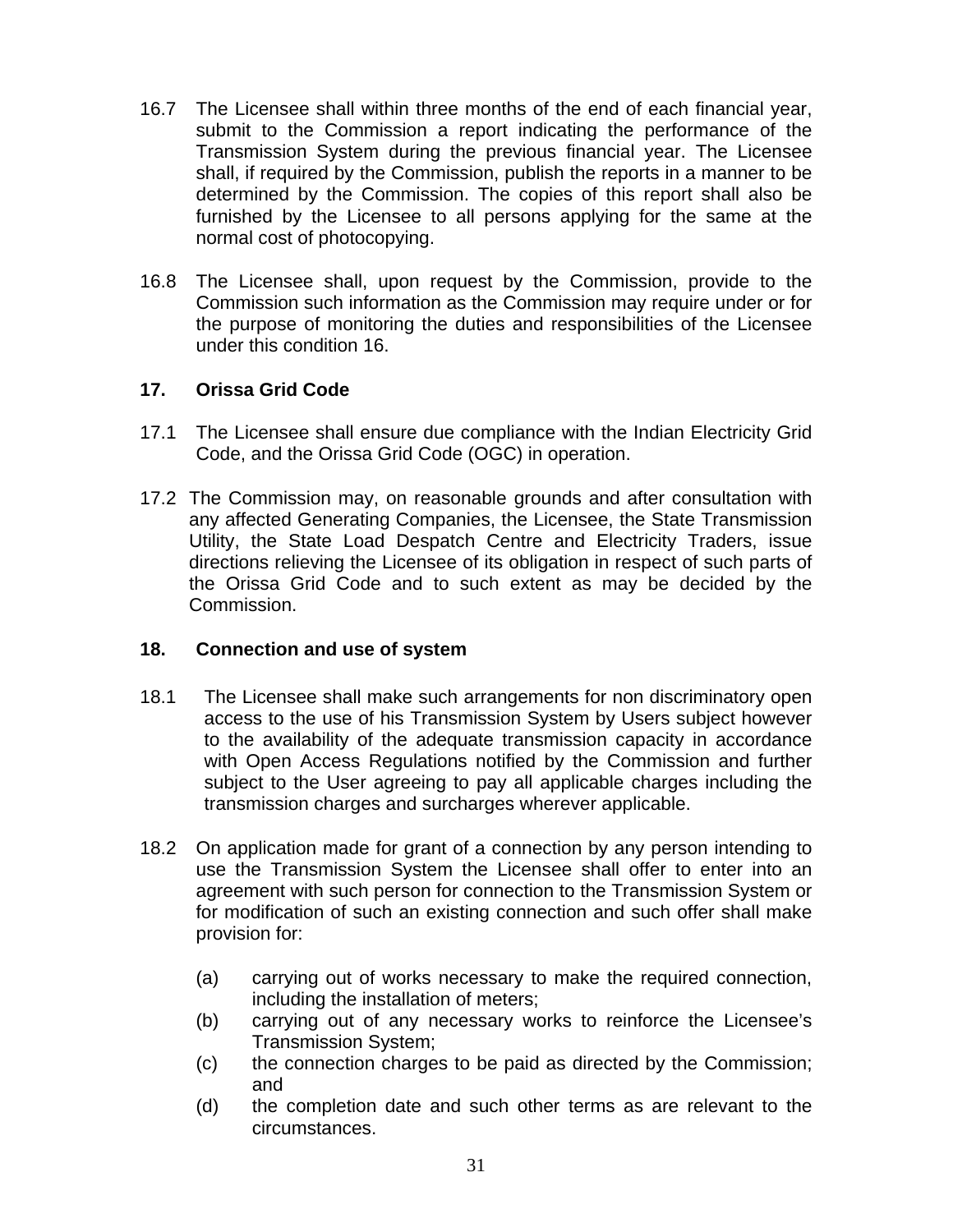16.7 The Licensee shall within three months of the end of each financial year, submit to the Commission a report indicating the performance of the Transmission System during the previous financial year. The Licensee shall, if required by the Commission, publish the reports in a manner to be determined by the Commission. The copies of this report shall also be furnished by the Licensee to all persons applying for the same at the normal cost of photocopying.

16.8 The Licensee shall, upon request by the Commission, provide to the Commission such information as the Commission may require under or for the purpose of monitoring the duties and responsibilities of the Licensee under this condition 16.

## 17. Orissa Grid Code

17.1 The Licensee shall ensure due compliance with the Indian Electricity Grid Code, and the Orissa Grid Code (OGC) in operation.

17.2 The Commission may, on reasonable grounds and after consultation with any affected Generating Companies, the Licensee, the State Transmission Utility, the State Load Despatch Centre and Electricity Traders, issue directions relieving the Licensee of its obligation in respect of such parts of the Orissa Grid Code and to such extent as may be decided by the Commission.

## 18. Connection and use of system

18.1 The Licensee shall make such arrangements for non discriminatory open access to the use of his Transmission System by Users subject however to the availability of the adequate transmission capacity in accordance with Open Access Regulations notified by the Commission and further subject to the User agreeing to pay all applicable charges including the transmission charges and surcharges wherever applicable.

18.2 On application made for grant of a connection by any person intending to use the Transmission System the Licensee shall offer to enter into an agreement with such person for connection to the Transmission System or for modification of such an existing connection and such offer shall make provision for:

(a) carrying out of works necessary to make the required connection, including the installation of meters;
(b) carrying out of any necessary works to reinforce the Licensee's Transmission System;
(c) the connection charges to be paid as directed by the Commission; and
(d) the completion date and such other terms as are relevant to the circumstances.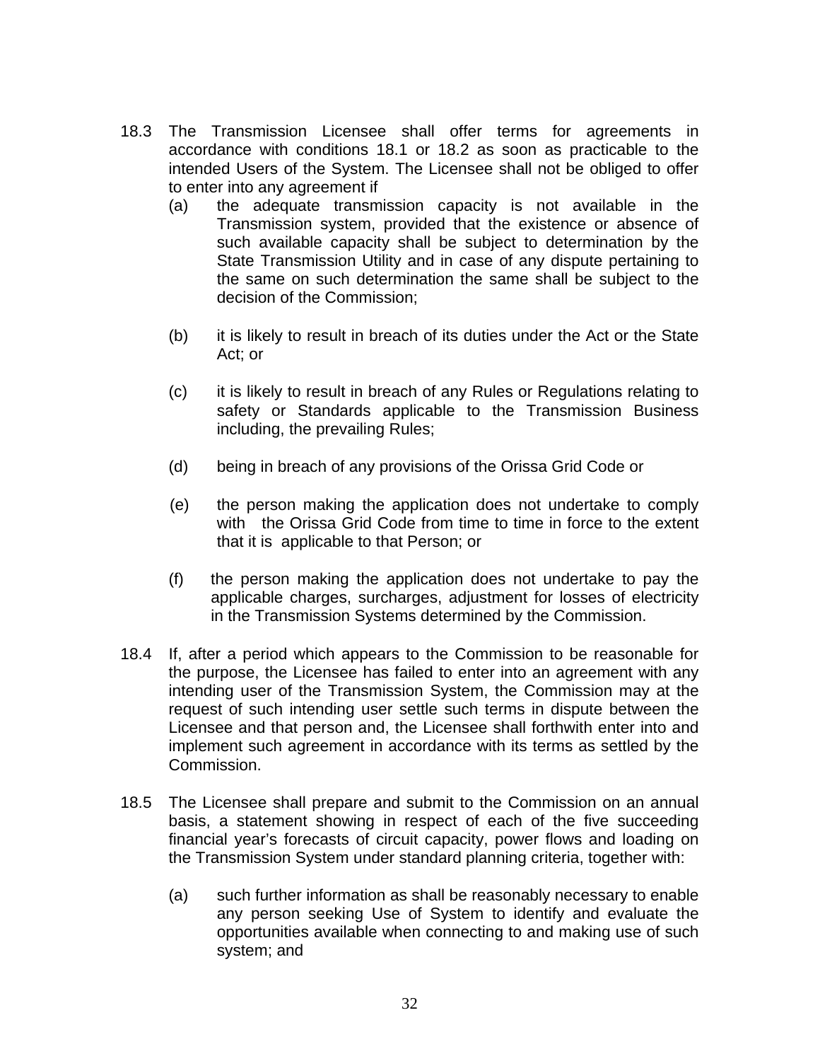18.3 The Transmission Licensee shall offer terms for agreements in accordance with conditions 18.1 or 18.2 as soon as practicable to the intended Users of the System. The Licensee shall not be obliged to offer to enter into any agreement if

   (a) the adequate transmission capacity is not available in the Transmission system, provided that the existence or absence of such available capacity shall be subject to determination by the State Transmission Utility and in case of any dispute pertaining to the same on such determination the same shall be subject to the decision of the Commission;

   (b) it is likely to result in breach of its duties under the Act or the State Act; or

   (c) it is likely to result in breach of any Rules or Regulations relating to safety or Standards applicable to the Transmission Business including, the prevailing Rules;

   (d) being in breach of any provisions of the Orissa Grid Code or

   (e) the person making the application does not undertake to comply with the Orissa Grid Code from time to time in force to the extent that it is applicable to that Person; or

   (f) the person making the application does not undertake to pay the applicable charges, surcharges, adjustment for losses of electricity in the Transmission Systems determined by the Commission.

18.4 If, after a period which appears to the Commission to be reasonable for the purpose, the Licensee has failed to enter into an agreement with any intending user of the Transmission System, the Commission may at the request of such intending user settle such terms in dispute between the Licensee and that person and, the Licensee shall forthwith enter into and implement such agreement in accordance with its terms as settled by the Commission.

18.5 The Licensee shall prepare and submit to the Commission on an annual basis, a statement showing in respect of each of the five succeeding financial year's forecasts of circuit capacity, power flows and loading on the Transmission System under standard planning criteria, together with:

   (a) such further information as shall be reasonably necessary to enable any person seeking Use of System to identify and evaluate the opportunities available when connecting to and making use of such system; and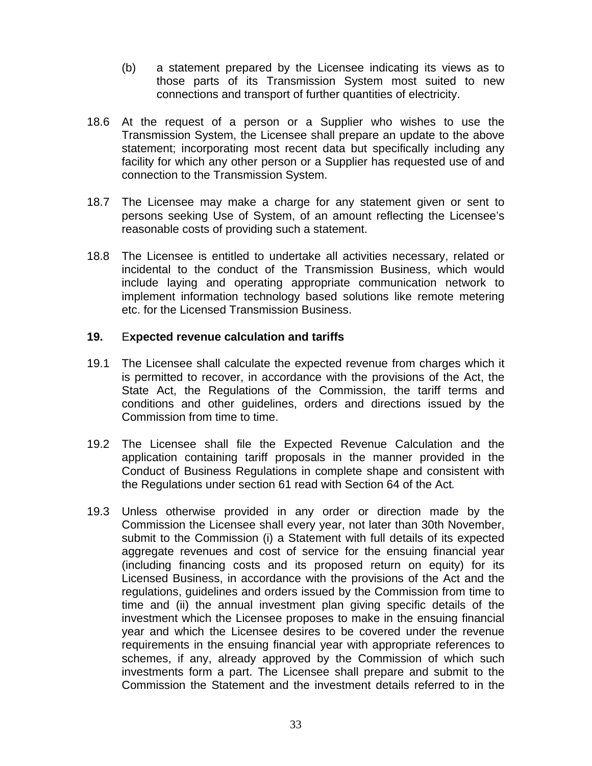(b) a statement prepared by the Licensee indicating its views as to those parts of its Transmission System most suited to new connections and transport of further quantities of electricity.

18.6 At the request of a person or a Supplier who wishes to use the Transmission System, the Licensee shall prepare an update to the above statement; incorporating most recent data but specifically including any facility for which any other person or a Supplier has requested use of and connection to the Transmission System.

18.7 The Licensee may make a charge for any statement given or sent to persons seeking Use of System, of an amount reflecting the Licensee's reasonable costs of providing such a statement.

18.8 The Licensee is entitled to undertake all activities necessary, related or incidental to the conduct of the Transmission Business, which would include laying and operating appropriate communication network to implement information technology based solutions like remote metering etc. for the Licensed Transmission Business.

## 19. Expected revenue calculation and tariffs

19.1 The Licensee shall calculate the expected revenue from charges which it is permitted to recover, in accordance with the provisions of the Act, the State Act, the Regulations of the Commission, the tariff terms and conditions and other guidelines, orders and directions issued by the Commission from time to time.

19.2 The Licensee shall file the Expected Revenue Calculation and the application containing tariff proposals in the manner provided in the Conduct of Business Regulations in complete shape and consistent with the Regulations under section 61 read with Section 64 of the Act.

19.3 Unless otherwise provided in any order or direction made by the Commission the Licensee shall every year, not later than 30th November, submit to the Commission (i) a Statement with full details of its expected aggregate revenues and cost of service for the ensuing financial year (including financing costs and its proposed return on equity) for its Licensed Business, in accordance with the provisions of the Act and the regulations, guidelines and orders issued by the Commission from time to time and (ii) the annual investment plan giving specific details of the investment which the Licensee proposes to make in the ensuing financial year and which the Licensee desires to be covered under the revenue requirements in the ensuing financial year with appropriate references to schemes, if any, already approved by the Commission of which such investments form a part. The Licensee shall prepare and submit to the Commission the Statement and the investment details referred to in the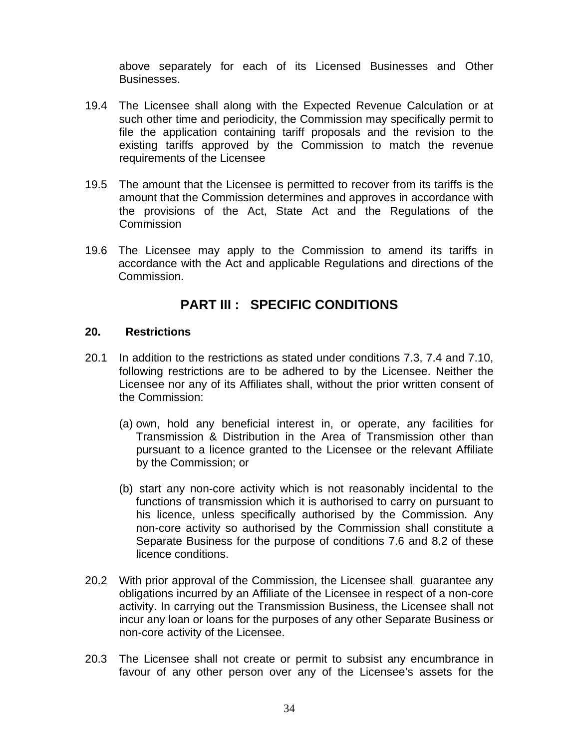above separately for each of its Licensed Businesses and Other Businesses.

19.4 The Licensee shall along with the Expected Revenue Calculation or at such other time and periodicity, the Commission may specifically permit to file the application containing tariff proposals and the revision to the existing tariffs approved by the Commission to match the revenue requirements of the Licensee

19.5 The amount that the Licensee is permitted to recover from its tariffs is the amount that the Commission determines and approves in accordance with the provisions of the Act, State Act and the Regulations of the Commission

19.6 The Licensee may apply to the Commission to amend its tariffs in accordance with the Act and applicable Regulations and directions of the Commission.

# PART III : SPECIFIC CONDITIONS

## 20. Restrictions

20.1 In addition to the restrictions as stated under conditions 7.3, 7.4 and 7.10, following restrictions are to be adhered to by the Licensee. Neither the Licensee nor any of its Affiliates shall, without the prior written consent of the Commission:

(a) own, hold any beneficial interest in, or operate, any facilities for Transmission & Distribution in the Area of Transmission other than pursuant to a licence granted to the Licensee or the relevant Affiliate by the Commission; or

(b) start any non-core activity which is not reasonably incidental to the functions of transmission which it is authorised to carry on pursuant to his licence, unless specifically authorised by the Commission. Any non-core activity so authorised by the Commission shall constitute a Separate Business for the purpose of conditions 7.6 and 8.2 of these licence conditions.

20.2 With prior approval of the Commission, the Licensee shall guarantee any obligations incurred by an Affiliate of the Licensee in respect of a non-core activity. In carrying out the Transmission Business, the Licensee shall not incur any loan or loans for the purposes of any other Separate Business or non-core activity of the Licensee.

20.3 The Licensee shall not create or permit to subsist any encumbrance in favour of any other person over any of the Licensee's assets for the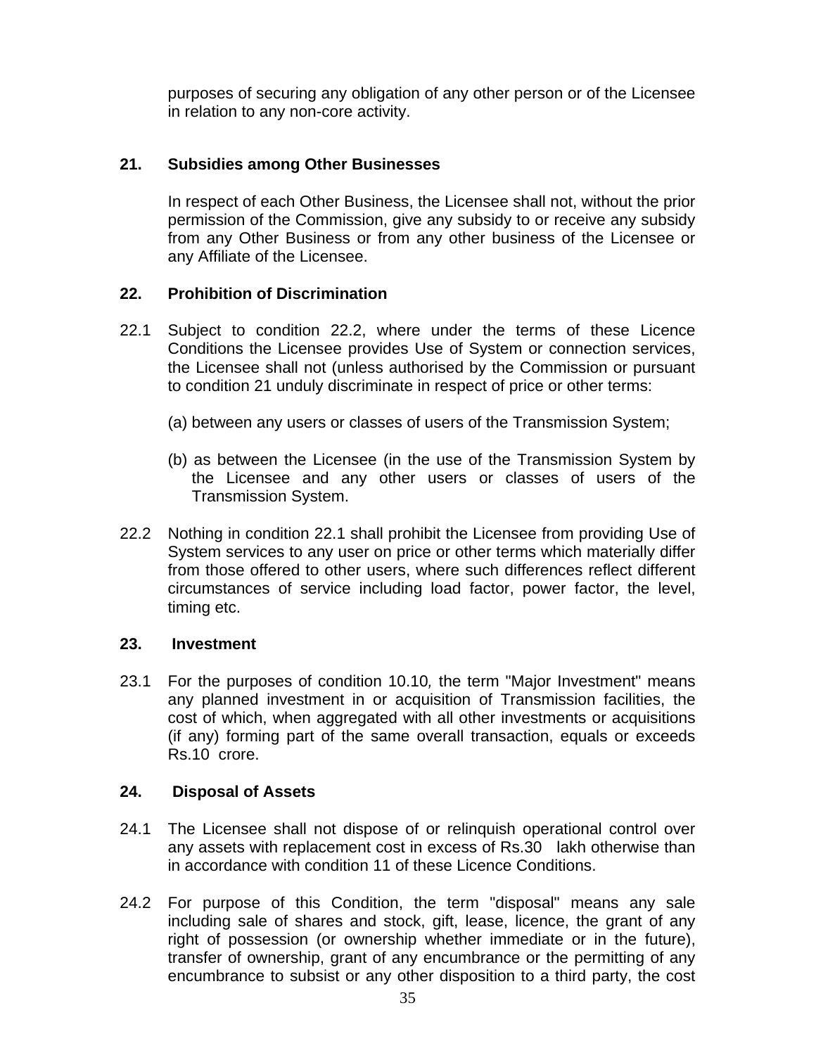purposes of securing any obligation of any other person or of the Licensee in relation to any non-core activity.

## 21. Subsidies among Other Businesses

In respect of each Other Business, the Licensee shall not, without the prior permission of the Commission, give any subsidy to or receive any subsidy from any Other Business or from any other business of the Licensee or any Affiliate of the Licensee.

## 22. Prohibition of Discrimination

22.1 Subject to condition 22.2, where under the terms of these Licence Conditions the Licensee provides Use of System or connection services, the Licensee shall not (unless authorised by the Commission or pursuant to condition 21 unduly discriminate in respect of price or other terms:

(a) between any users or classes of users of the Transmission System;

(b) as between the Licensee (in the use of the Transmission System by the Licensee and any other users or classes of users of the Transmission System.

22.2 Nothing in condition 22.1 shall prohibit the Licensee from providing Use of System services to any user on price or other terms which materially differ from those offered to other users, where such differences reflect different circumstances of service including load factor, power factor, the level, timing etc.

## 23. Investment

23.1 For the purposes of condition 10.10*,* the term "Major Investment" means any planned investment in or acquisition of Transmission facilities, the cost of which, when aggregated with all other investments or acquisitions (if any) forming part of the same overall transaction, equals or exceeds Rs.10 crore.

## 24. Disposal of Assets

24.1 The Licensee shall not dispose of or relinquish operational control over any assets with replacement cost in excess of Rs.30 lakh otherwise than in accordance with condition 11 of these Licence Conditions.

24.2 For purpose of this Condition, the term "disposal" means any sale including sale of shares and stock, gift, lease, licence, the grant of any right of possession (or ownership whether immediate or in the future), transfer of ownership, grant of any encumbrance or the permitting of any encumbrance to subsist or any other disposition to a third party, the cost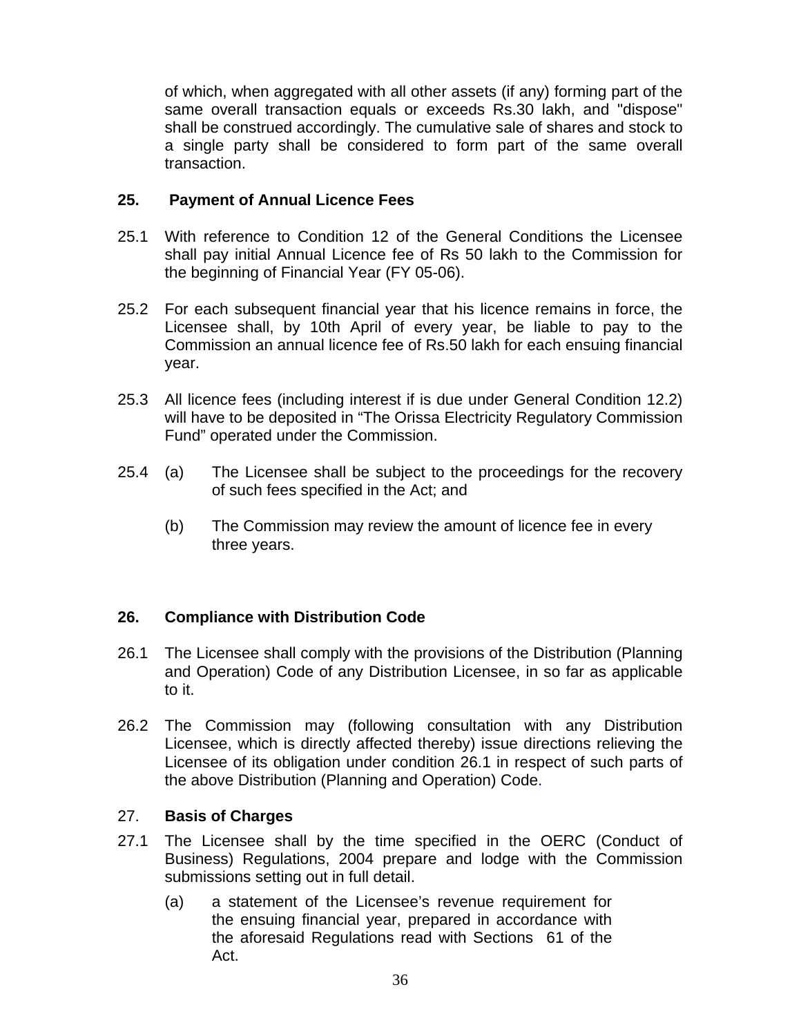of which, when aggregated with all other assets (if any) forming part of the same overall transaction equals or exceeds Rs.30 lakh, and "dispose" shall be construed accordingly. The cumulative sale of shares and stock to a single party shall be considered to form part of the same overall transaction.

## 25. Payment of Annual Licence Fees

25.1 With reference to Condition 12 of the General Conditions the Licensee shall pay initial Annual Licence fee of Rs 50 lakh to the Commission for the beginning of Financial Year (FY 05-06).

25.2 For each subsequent financial year that his licence remains in force, the Licensee shall, by 10th April of every year, be liable to pay to the Commission an annual licence fee of Rs.50 lakh for each ensuing financial year.

25.3 All licence fees (including interest if is due under General Condition 12.2) will have to be deposited in “The Orissa Electricity Regulatory Commission Fund” operated under the Commission.

25.4 (a) The Licensee shall be subject to the proceedings for the recovery of such fees specified in the Act; and

(b) The Commission may review the amount of licence fee in every three years.

## 26. Compliance with Distribution Code

26.1 The Licensee shall comply with the provisions of the Distribution (Planning and Operation) Code of any Distribution Licensee, in so far as applicable to it.

26.2 The Commission may (following consultation with any Distribution Licensee, which is directly affected thereby) issue directions relieving the Licensee of its obligation under condition 26.1 in respect of such parts of the above Distribution (Planning and Operation) Code.

## 27. Basis of Charges

27.1 The Licensee shall by the time specified in the OERC (Conduct of Business) Regulations, 2004 prepare and lodge with the Commission submissions setting out in full detail.

(a) a statement of the Licensee’s revenue requirement for the ensuing financial year, prepared in accordance with the aforesaid Regulations read with Sections 61 of the Act.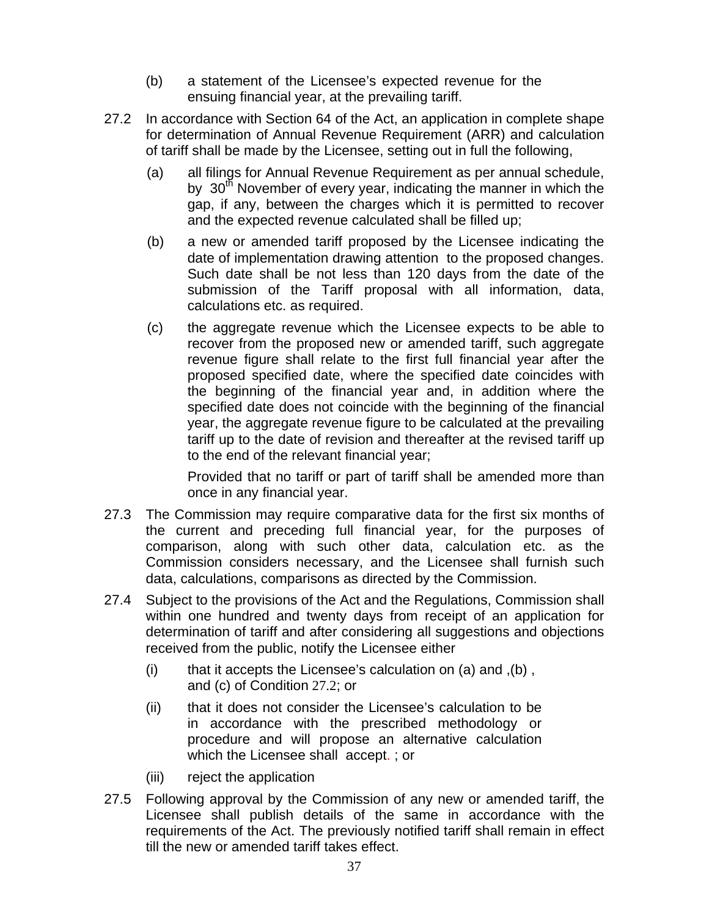(b) a statement of the Licensee's expected revenue for the ensuing financial year, at the prevailing tariff.

27.2 In accordance with Section 64 of the Act, an application in complete shape for determination of Annual Revenue Requirement (ARR) and calculation of tariff shall be made by the Licensee, setting out in full the following,

(a) all filings for Annual Revenue Requirement as per annual schedule, by 30th November of every year, indicating the manner in which the gap, if any, between the charges which it is permitted to recover and the expected revenue calculated shall be filled up;

(b) a new or amended tariff proposed by the Licensee indicating the date of implementation drawing attention to the proposed changes. Such date shall be not less than 120 days from the date of the submission of the Tariff proposal with all information, data, calculations etc. as required.

(c) the aggregate revenue which the Licensee expects to be able to recover from the proposed new or amended tariff, such aggregate revenue figure shall relate to the first full financial year after the proposed specified date, where the specified date coincides with the beginning of the financial year and, in addition where the specified date does not coincide with the beginning of the financial year, the aggregate revenue figure to be calculated at the prevailing tariff up to the date of revision and thereafter at the revised tariff up to the end of the relevant financial year;

Provided that no tariff or part of tariff shall be amended more than once in any financial year.

27.3 The Commission may require comparative data for the first six months of the current and preceding full financial year, for the purposes of comparison, along with such other data, calculation etc. as the Commission considers necessary, and the Licensee shall furnish such data, calculations, comparisons as directed by the Commission.

27.4 Subject to the provisions of the Act and the Regulations, Commission shall within one hundred and twenty days from receipt of an application for determination of tariff and after considering all suggestions and objections received from the public, notify the Licensee either

(i) that it accepts the Licensee's calculation on (a) and ,(b) , and (c) of Condition 27.2; or

(ii) that it does not consider the Licensee's calculation to be in accordance with the prescribed methodology or procedure and will propose an alternative calculation which the Licensee shall accept. ; or

(iii) reject the application

27.5 Following approval by the Commission of any new or amended tariff, the Licensee shall publish details of the same in accordance with the requirements of the Act. The previously notified tariff shall remain in effect till the new or amended tariff takes effect.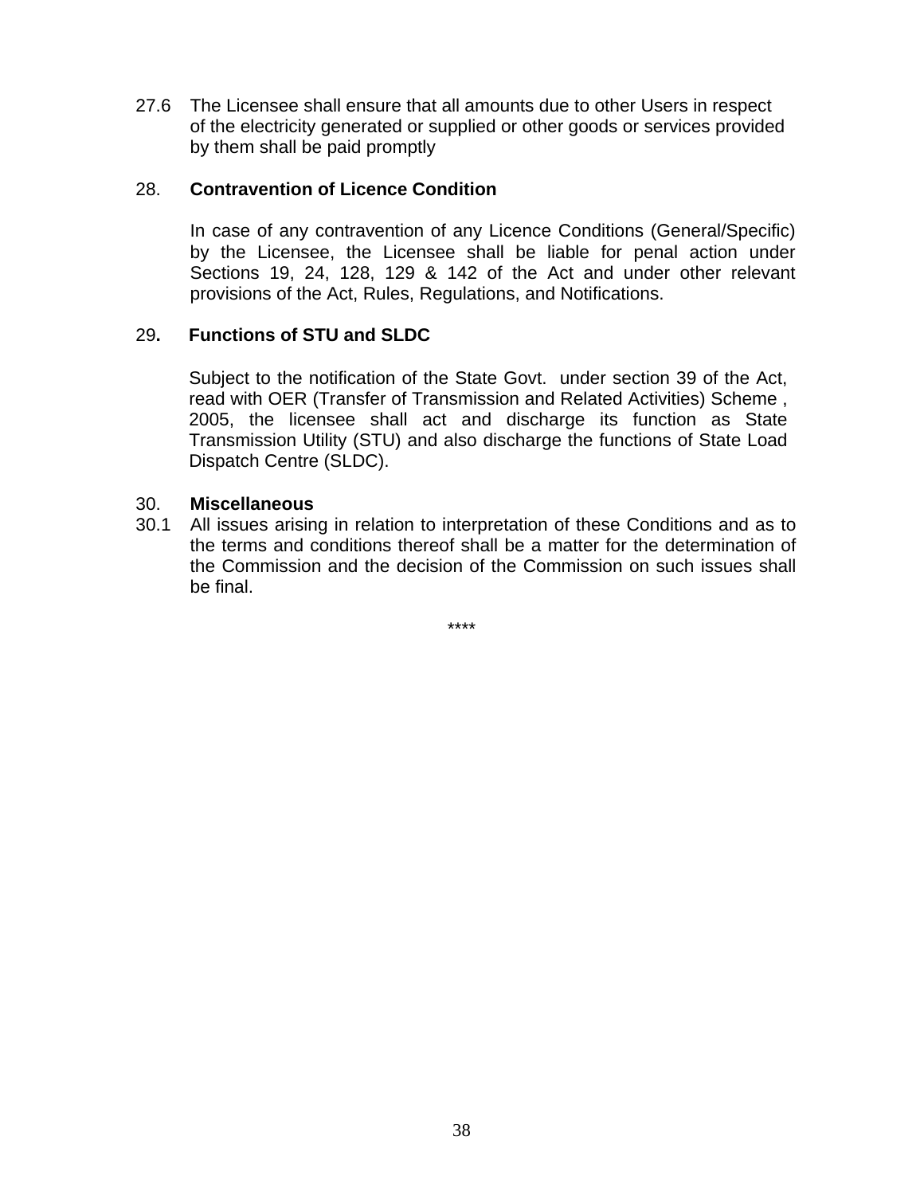27.6 The Licensee shall ensure that all amounts due to other Users in respect of the electricity generated or supplied or other goods or services provided by them shall be paid promptly

## 28. Contravention of Licence Condition

In case of any contravention of any Licence Conditions (General/Specific) by the Licensee, the Licensee shall be liable for penal action under Sections 19, 24, 128, 129 & 142 of the Act and under other relevant provisions of the Act, Rules, Regulations, and Notifications.

## 29. Functions of STU and SLDC

Subject to the notification of the State Govt. under section 39 of the Act, read with OER (Transfer of Transmission and Related Activities) Scheme , 2005, the licensee shall act and discharge its function as State Transmission Utility (STU) and also discharge the functions of State Load Dispatch Centre (SLDC).

## 30. Miscellaneous

30.1 All issues arising in relation to interpretation of these Conditions and as to the terms and conditions thereof shall be a matter for the determination of the Commission and the decision of the Commission on such issues shall be final.

****